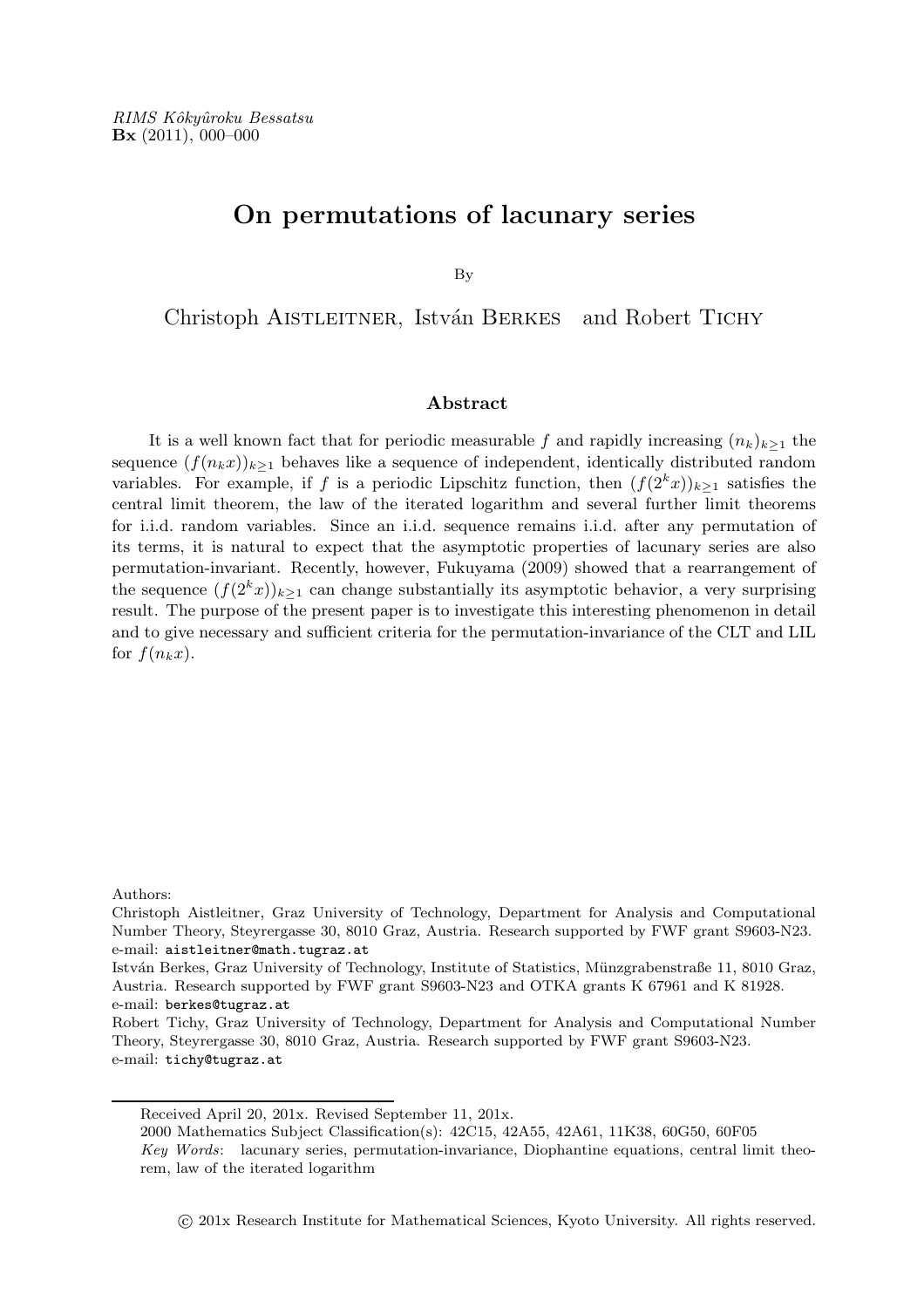RIMS Kôkyûroku Bessatsu
**Bx** (2011), 000–000

# On permutations of lacunary series

By

Christoph Aistleitner, István Berkes and Robert Tichy

## Abstract

It is a well known fact that for periodic measurable $f$ and rapidly increasing $(n_k)_{k\geq 1}$ the sequence $(f(n_k x))_{k\geq 1}$ behaves like a sequence of independent, identically distributed random variables. For example, if $f$ is a periodic Lipschitz function, then $(f(2^k x))_{k\geq 1}$ satisfies the central limit theorem, the law of the iterated logarithm and several further limit theorems for i.i.d. random variables. Since an i.i.d. sequence remains i.i.d. after any permutation of its terms, it is natural to expect that the asymptotic properties of lacunary series are also permutation-invariant. Recently, however, Fukuyama (2009) showed that a rearrangement of the sequence $(f(2^k x))_{k\geq 1}$ can change substantially its asymptotic behavior, a very surprising result. The purpose of the present paper is to investigate this interesting phenomenon in detail and to give necessary and sufficient criteria for the permutation-invariance of the CLT and LIL for $f(n_k x)$.

Authors:
Christoph Aistleitner, Graz University of Technology, Department for Analysis and Computational Number Theory, Steyrergasse 30, 8010 Graz, Austria. Research supported by FWF grant S9603-N23.
e-mail: aistleitner@math.tugraz.at
István Berkes, Graz University of Technology, Institute of Statistics, Münzgrabenstraße 11, 8010 Graz, Austria. Research supported by FWF grant S9603-N23 and OTKA grants K 67961 and K 81928.
e-mail: berkes@tugraz.at
Robert Tichy, Graz University of Technology, Department for Analysis and Computational Number Theory, Steyrergasse 30, 8010 Graz, Austria. Research supported by FWF grant S9603-N23.
e-mail: tichy@tugraz.at

Received April 20, 201x. Revised September 11, 201x.
2000 Mathematics Subject Classification(s): 42C15, 42A55, 42A61, 11K38, 60G50, 60F05
*Key Words*: lacunary series, permutation-invariance, Diophantine equations, central limit theorem, law of the iterated logarithm

© 201x Research Institute for Mathematical Sciences, Kyoto University. All rights reserved.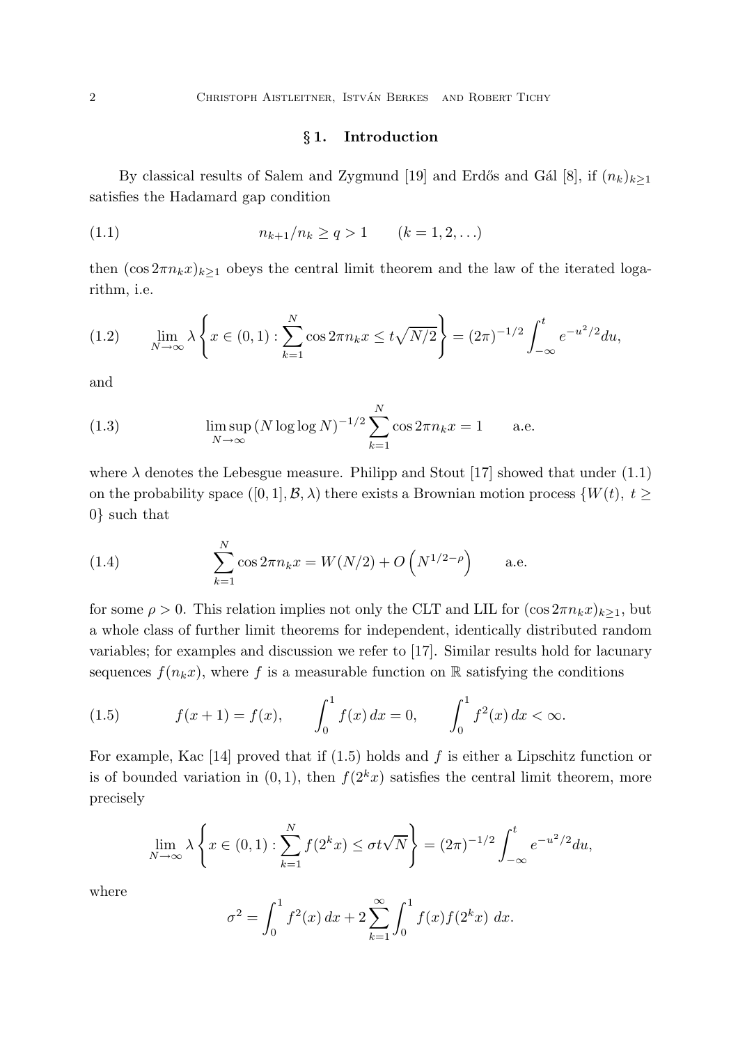## § 1. Introduction

By classical results of Salem and Zygmund [19] and Erdős and Gál [8], if $(n_k)_{k\ge1}$ satisfies the Hadamard gap condition

$$n_{k+1}/n_k \ge q > 1 \qquad (k = 1, 2, \ldots) \tag{1.1}$$

then $(\cos 2\pi n_k x)_{k\ge1}$ obeys the central limit theorem and the law of the iterated logarithm, i.e.

$$\lim_{N\to\infty} \lambda \left\{ x \in (0,1) : \sum_{k=1}^{N} \cos 2\pi n_k x \le t\sqrt{N/2} \right\} = (2\pi)^{-1/2} \int_{-\infty}^{t} e^{-u^2/2} du, \tag{1.2}$$

and

$$\limsup_{N\to\infty} (N \log\log N)^{-1/2} \sum_{k=1}^{N} \cos 2\pi n_k x = 1 \qquad \text{a.e.} \tag{1.3}$$

where $\lambda$ denotes the Lebesgue measure. Philipp and Stout [17] showed that under (1.1) on the probability space $([0,1], \mathcal{B}, \lambda)$ there exists a Brownian motion process $\{W(t),\ t \ge 0\}$ such that

$$\sum_{k=1}^{N} \cos 2\pi n_k x = W(N/2) + O\left(N^{1/2-\rho}\right) \qquad \text{a.e.} \tag{1.4}$$

for some $\rho > 0$. This relation implies not only the CLT and LIL for $(\cos 2\pi n_k x)_{k\ge1}$, but a whole class of further limit theorems for independent, identically distributed random variables; for examples and discussion we refer to [17]. Similar results hold for lacunary sequences $f(n_k x)$, where $f$ is a measurable function on $\mathbb{R}$ satisfying the conditions

$$f(x+1) = f(x), \qquad \int_0^1 f(x)\,dx = 0, \qquad \int_0^1 f^2(x)\,dx < \infty. \tag{1.5}$$

For example, Kac [14] proved that if (1.5) holds and $f$ is either a Lipschitz function or is of bounded variation in $(0,1)$, then $f(2^k x)$ satisfies the central limit theorem, more precisely

$$\lim_{N\to\infty} \lambda \left\{ x \in (0,1) : \sum_{k=1}^{N} f(2^k x) \le \sigma t \sqrt{N} \right\} = (2\pi)^{-1/2} \int_{-\infty}^{t} e^{-u^2/2} du,$$

where

$$\sigma^2 = \int_0^1 f^2(x)\,dx + 2 \sum_{k=1}^{\infty} \int_0^1 f(x) f(2^k x)\ dx.$$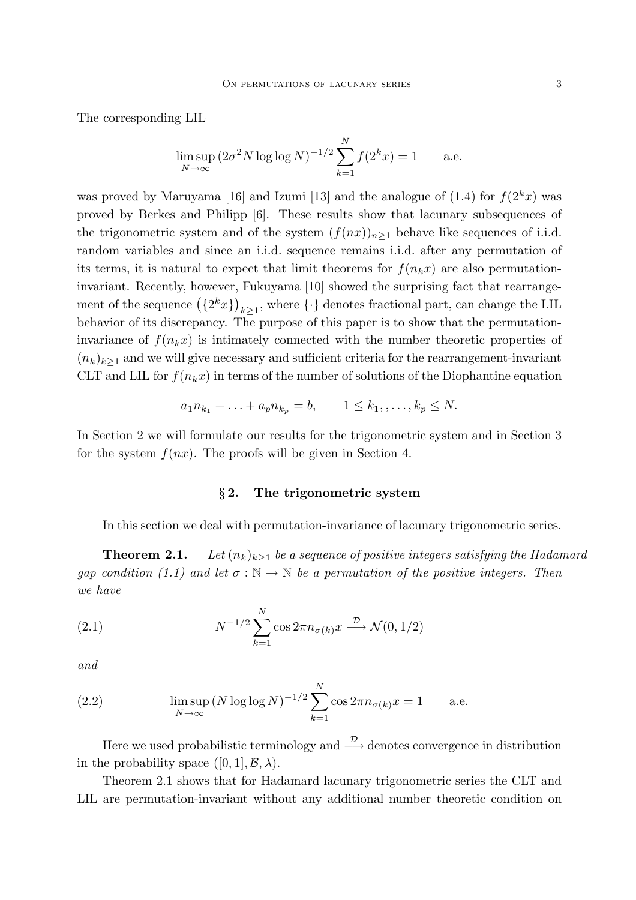The corresponding LIL

$$\limsup_{N\to\infty} (2\sigma^2 N \log\log N)^{-1/2} \sum_{k=1}^{N} f(2^k x) = 1 \qquad \text{a.e.}$$

was proved by Maruyama [16] and Izumi [13] and the analogue of (1.4) for $f(2^k x)$ was proved by Berkes and Philipp [6]. These results show that lacunary subsequences of the trigonometric system and of the system $(f(nx))_{n\geq 1}$ behave like sequences of i.i.d. random variables and since an i.i.d. sequence remains i.i.d. after any permutation of its terms, it is natural to expect that limit theorems for $f(n_k x)$ are also permutation-invariant. Recently, however, Fukuyama [10] showed the surprising fact that rearrangement of the sequence $\left(\{2^k x\}\right)_{k\geq 1}$, where $\{\cdot\}$ denotes fractional part, can change the LIL behavior of its discrepancy. The purpose of this paper is to show that the permutation-invariance of $f(n_k x)$ is intimately connected with the number theoretic properties of $(n_k)_{k\geq 1}$ and we will give necessary and sufficient criteria for the rearrangement-invariant CLT and LIL for $f(n_k x)$ in terms of the number of solutions of the Diophantine equation

$$a_1 n_{k_1} + \ldots + a_p n_{k_p} = b, \qquad 1 \leq k_1, , \ldots, k_p \leq N.$$

In Section 2 we will formulate our results for the trigonometric system and in Section 3 for the system $f(nx)$. The proofs will be given in Section 4.

## § 2. The trigonometric system

In this section we deal with permutation-invariance of lacunary trigonometric series.

**Theorem 2.1.** *Let $(n_k)_{k\geq 1}$ be a sequence of positive integers satisfying the Hadamard gap condition (1.1) and let $\sigma : \mathbb{N} \to \mathbb{N}$ be a permutation of the positive integers. Then we have*

$$N^{-1/2} \sum_{k=1}^{N} \cos 2\pi n_{\sigma(k)} x \xrightarrow{\mathcal{D}} \mathcal{N}(0, 1/2) \tag{2.1}$$

*and*

$$\limsup_{N\to\infty} (N \log\log N)^{-1/2} \sum_{k=1}^{N} \cos 2\pi n_{\sigma(k)} x = 1 \qquad \text{a.e.} \tag{2.2}$$

Here we used probabilistic terminology and $\xrightarrow{\mathcal{D}}$ denotes convergence in distribution in the probability space $([0,1], \mathcal{B}, \lambda)$.

Theorem 2.1 shows that for Hadamard lacunary trigonometric series the CLT and LIL are permutation-invariant without any additional number theoretic condition on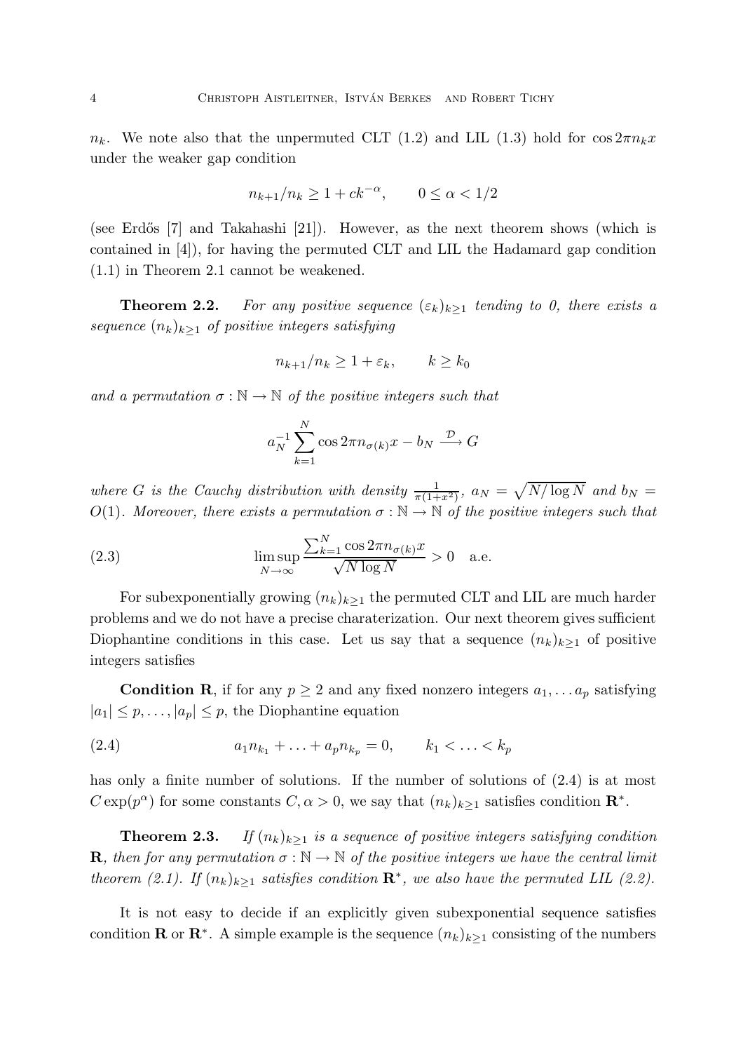$n_k$. We note also that the unpermuted CLT (1.2) and LIL (1.3) hold for $\cos 2\pi n_k x$ under the weaker gap condition

$$n_{k+1}/n_k \geq 1 + ck^{-\alpha}, \qquad 0 \leq \alpha < 1/2$$

(see Erdős [7] and Takahashi [21]). However, as the next theorem shows (which is contained in [4]), for having the permuted CLT and LIL the Hadamard gap condition (1.1) in Theorem 2.1 cannot be weakened.

**Theorem 2.2.** *For any positive sequence $(\varepsilon_k)_{k\geq 1}$ tending to 0, there exists a sequence $(n_k)_{k\geq 1}$ of positive integers satisfying*

$$n_{k+1}/n_k \geq 1 + \varepsilon_k, \qquad k \geq k_0$$

*and a permutation $\sigma : \mathbb{N} \to \mathbb{N}$ of the positive integers such that*

$$a_N^{-1} \sum_{k=1}^{N} \cos 2\pi n_{\sigma(k)} x - b_N \xrightarrow{\mathcal{D}} G$$

*where $G$ is the Cauchy distribution with density $\frac{1}{\pi(1+x^2)}$, $a_N = \sqrt{N/\log N}$ and $b_N = O(1)$. Moreover, there exists a permutation $\sigma : \mathbb{N} \to \mathbb{N}$ of the positive integers such that*

$$\limsup_{N\to\infty} \frac{\sum_{k=1}^{N} \cos 2\pi n_{\sigma(k)} x}{\sqrt{N \log N}} > 0 \quad \text{a.e.} \tag{2.3}$$

For subexponentially growing $(n_k)_{k\geq 1}$ the permuted CLT and LIL are much harder problems and we do not have a precise charaterization. Our next theorem gives sufficient Diophantine conditions in this case. Let us say that a sequence $(n_k)_{k\geq 1}$ of positive integers satisfies

**Condition R**, if for any $p \geq 2$ and any fixed nonzero integers $a_1, \ldots a_p$ satisfying $|a_1| \leq p, \ldots, |a_p| \leq p$, the Diophantine equation

$$a_1 n_{k_1} + \ldots + a_p n_{k_p} = 0, \qquad k_1 < \ldots < k_p \tag{2.4}$$

has only a finite number of solutions. If the number of solutions of (2.4) is at most $C \exp(p^\alpha)$ for some constants $C, \alpha > 0$, we say that $(n_k)_{k\geq 1}$ satisfies condition $\mathbf{R}^*$.

**Theorem 2.3.** *If $(n_k)_{k\geq 1}$ is a sequence of positive integers satisfying condition $\mathbf{R}$, then for any permutation $\sigma : \mathbb{N} \to \mathbb{N}$ of the positive integers we have the central limit theorem (2.1). If $(n_k)_{k\geq 1}$ satisfies condition $\mathbf{R}^*$, we also have the permuted LIL (2.2).*

It is not easy to decide if an explicitly given subexponential sequence satisfies condition $\mathbf{R}$ or $\mathbf{R}^*$. A simple example is the sequence $(n_k)_{k\geq 1}$ consisting of the numbers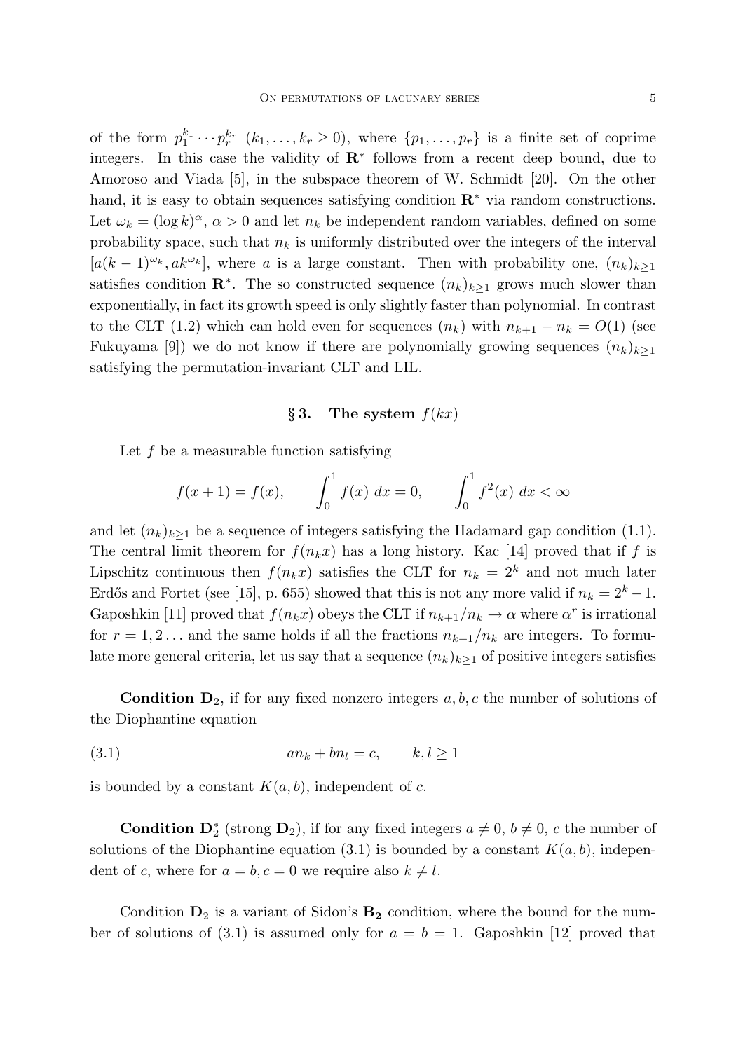of the form $p_1^{k_1} \cdots p_r^{k_r}$ $(k_1, \ldots, k_r \geq 0)$, where $\{p_1, \ldots, p_r\}$ is a finite set of coprime integers. In this case the validity of $\mathbf{R}^*$ follows from a recent deep bound, due to Amoroso and Viada [5], in the subspace theorem of W. Schmidt [20]. On the other hand, it is easy to obtain sequences satisfying condition $\mathbf{R}^*$ via random constructions. Let $\omega_k = (\log k)^\alpha$, $\alpha > 0$ and let $n_k$ be independent random variables, defined on some probability space, such that $n_k$ is uniformly distributed over the integers of the interval $[a(k-1)^{\omega_k}, ak^{\omega_k}]$, where $a$ is a large constant. Then with probability one, $(n_k)_{k \geq 1}$ satisfies condition $\mathbf{R}^*$. The so constructed sequence $(n_k)_{k \geq 1}$ grows much slower than exponentially, in fact its growth speed is only slightly faster than polynomial. In contrast to the CLT (1.2) which can hold even for sequences $(n_k)$ with $n_{k+1} - n_k = O(1)$ (see Fukuyama [9]) we do not know if there are polynomially growing sequences $(n_k)_{k \geq 1}$ satisfying the permutation-invariant CLT and LIL.

## § 3. The system $f(kx)$

Let $f$ be a measurable function satisfying

$$f(x+1) = f(x), \qquad \int_0^1 f(x) \, dx = 0, \qquad \int_0^1 f^2(x) \, dx < \infty$$

and let $(n_k)_{k \geq 1}$ be a sequence of integers satisfying the Hadamard gap condition (1.1). The central limit theorem for $f(n_k x)$ has a long history. Kac [14] proved that if $f$ is Lipschitz continuous then $f(n_k x)$ satisfies the CLT for $n_k = 2^k$ and not much later Erdős and Fortet (see [15], p. 655) showed that this is not any more valid if $n_k = 2^k - 1$. Gaposhkin [11] proved that $f(n_k x)$ obeys the CLT if $n_{k+1}/n_k \to \alpha$ where $\alpha^r$ is irrational for $r = 1, 2 \ldots$ and the same holds if all the fractions $n_{k+1}/n_k$ are integers. To formulate more general criteria, let us say that a sequence $(n_k)_{k \geq 1}$ of positive integers satisfies

**Condition $\mathbf{D}_2$**, if for any fixed nonzero integers $a, b, c$ the number of solutions of the Diophantine equation

$$an_k + bn_l = c, \qquad k, l \geq 1 \tag{3.1}$$

is bounded by a constant $K(a, b)$, independent of $c$.

**Condition $\mathbf{D}_2^*$** (strong $\mathbf{D}_2$), if for any fixed integers $a \neq 0$, $b \neq 0$, $c$ the number of solutions of the Diophantine equation (3.1) is bounded by a constant $K(a, b)$, independent of $c$, where for $a = b, c = 0$ we require also $k \neq l$.

Condition $\mathbf{D}_2$ is a variant of Sidon's $\mathbf{B_2}$ condition, where the bound for the number of solutions of (3.1) is assumed only for $a = b = 1$. Gaposhkin [12] proved that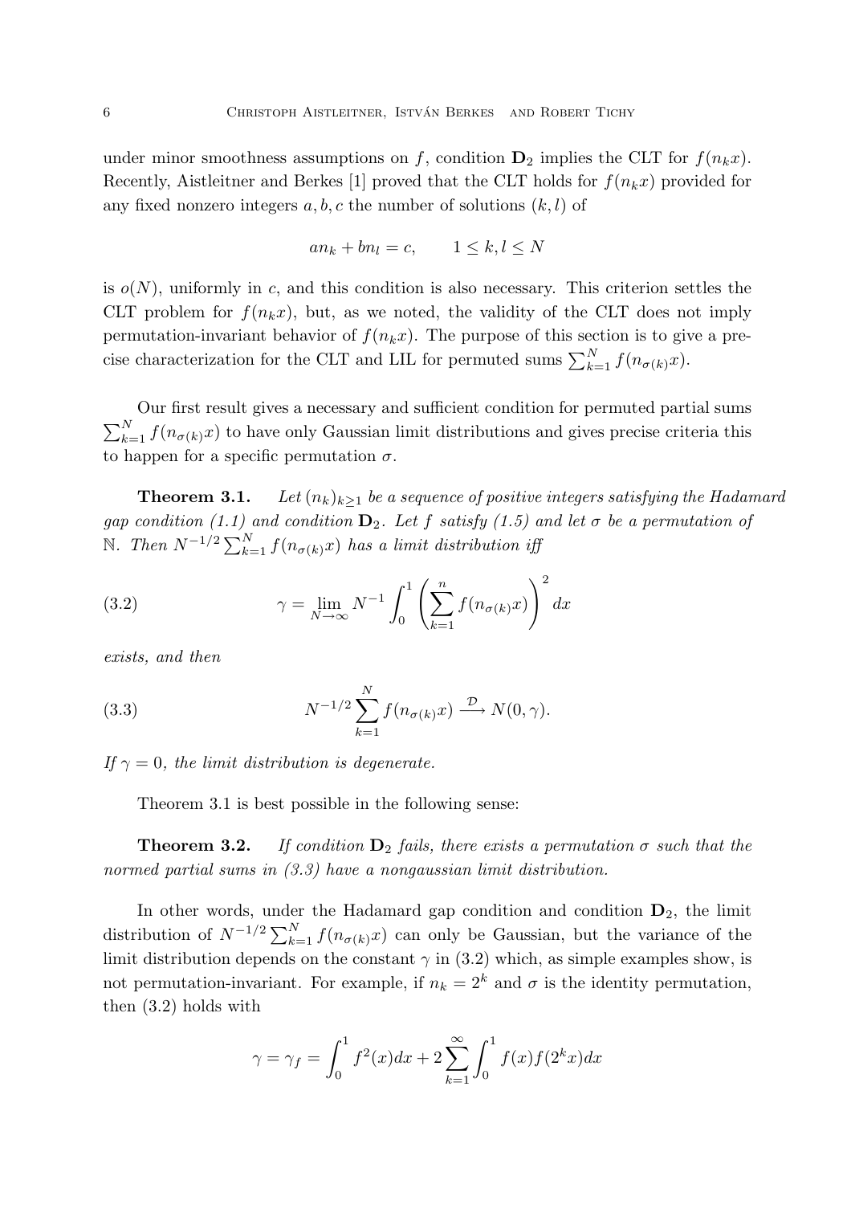under minor smoothness assumptions on $f$, condition $\mathbf{D}_2$ implies the CLT for $f(n_k x)$. Recently, Aistleitner and Berkes [1] proved that the CLT holds for $f(n_k x)$ provided for any fixed nonzero integers $a, b, c$ the number of solutions $(k, l)$ of

$$an_k + bn_l = c, \qquad 1 \le k, l \le N$$

is $o(N)$, uniformly in $c$, and this condition is also necessary. This criterion settles the CLT problem for $f(n_k x)$, but, as we noted, the validity of the CLT does not imply permutation-invariant behavior of $f(n_k x)$. The purpose of this section is to give a precise characterization for the CLT and LIL for permuted sums $\sum_{k=1}^N f(n_{\sigma(k)} x)$.

Our first result gives a necessary and sufficient condition for permuted partial sums $\sum_{k=1}^N f(n_{\sigma(k)} x)$ to have only Gaussian limit distributions and gives precise criteria this to happen for a specific permutation $\sigma$.

**Theorem 3.1.** *Let $(n_k)_{k \ge 1}$ be a sequence of positive integers satisfying the Hadamard gap condition (1.1) and condition $\mathbf{D}_2$. Let $f$ satisfy (1.5) and let $\sigma$ be a permutation of $\mathbb{N}$. Then $N^{-1/2} \sum_{k=1}^N f(n_{\sigma(k)} x)$ has a limit distribution iff*

$$\gamma = \lim_{N \to \infty} N^{-1} \int_0^1 \left( \sum_{k=1}^n f(n_{\sigma(k)} x) \right)^2 dx \tag{3.2}$$

*exists, and then*

$$N^{-1/2} \sum_{k=1}^N f(n_{\sigma(k)} x) \xrightarrow{\mathcal{D}} N(0, \gamma). \tag{3.3}$$

*If $\gamma = 0$, the limit distribution is degenerate.*

Theorem 3.1 is best possible in the following sense:

**Theorem 3.2.** *If condition $\mathbf{D}_2$ fails, there exists a permutation $\sigma$ such that the normed partial sums in (3.3) have a nongaussian limit distribution.*

In other words, under the Hadamard gap condition and condition $\mathbf{D}_2$, the limit distribution of $N^{-1/2} \sum_{k=1}^N f(n_{\sigma(k)} x)$ can only be Gaussian, but the variance of the limit distribution depends on the constant $\gamma$ in (3.2) which, as simple examples show, is not permutation-invariant. For example, if $n_k = 2^k$ and $\sigma$ is the identity permutation, then (3.2) holds with

$$\gamma = \gamma_f = \int_0^1 f^2(x) dx + 2 \sum_{k=1}^\infty \int_0^1 f(x) f(2^k x) dx$$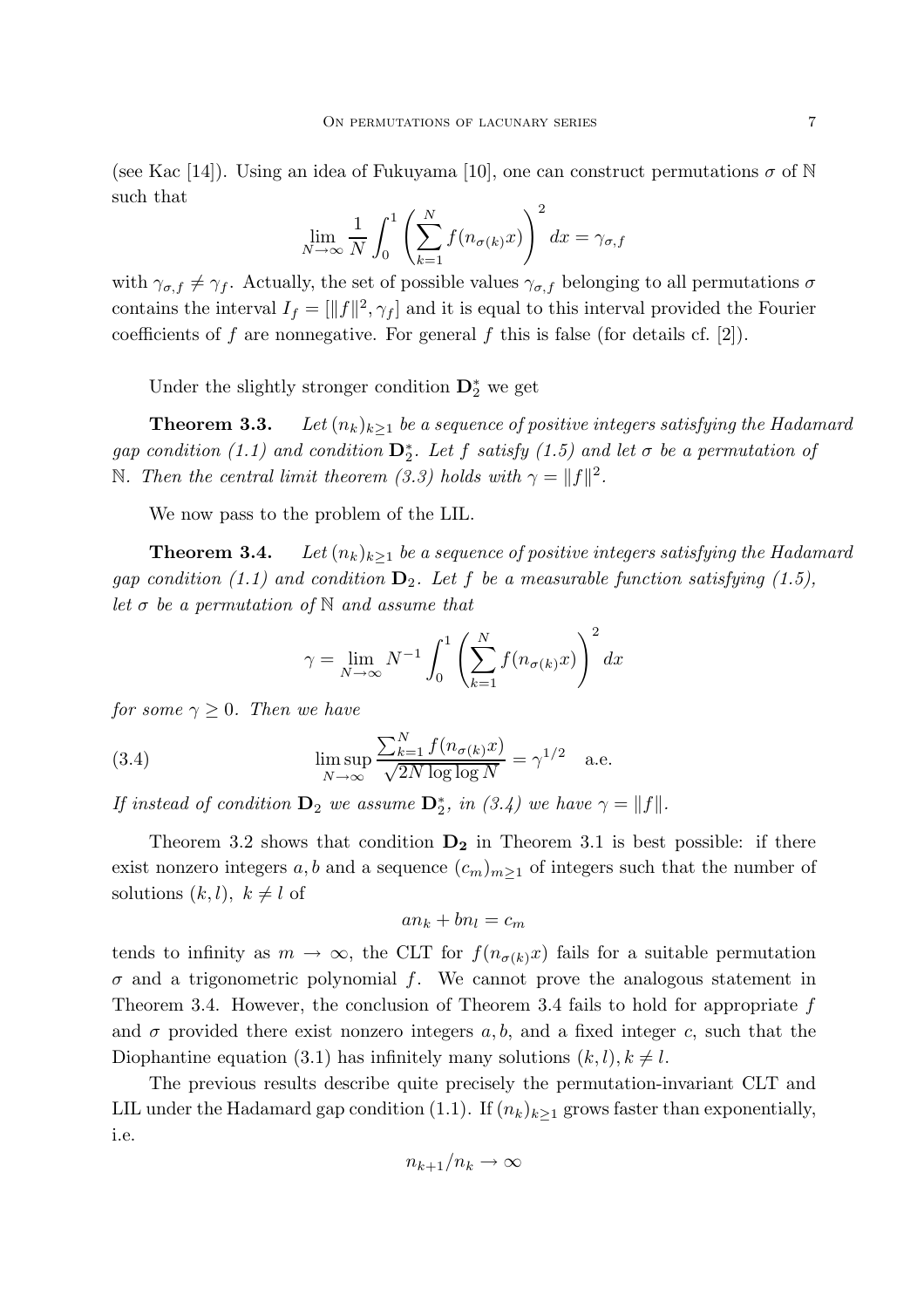(see Kac [14]). Using an idea of Fukuyama [10], one can construct permutations $\sigma$ of $\mathbb{N}$ such that

$$\lim_{N\to\infty} \frac{1}{N} \int_0^1 \left( \sum_{k=1}^N f(n_{\sigma(k)}x) \right)^2 dx = \gamma_{\sigma,f}$$

with $\gamma_{\sigma,f} \neq \gamma_f$. Actually, the set of possible values $\gamma_{\sigma,f}$ belonging to all permutations $\sigma$ contains the interval $I_f = [\|f\|^2, \gamma_f]$ and it is equal to this interval provided the Fourier coefficients of $f$ are nonnegative. For general $f$ this is false (for details cf. [2]).

Under the slightly stronger condition $\mathbf{D}_2^*$ we get

**Theorem 3.3.** *Let $(n_k)_{k\geq 1}$ be a sequence of positive integers satisfying the Hadamard gap condition (1.1) and condition $\mathbf{D}_2^*$. Let $f$ satisfy (1.5) and let $\sigma$ be a permutation of $\mathbb{N}$. Then the central limit theorem (3.3) holds with $\gamma = \|f\|^2$.*

We now pass to the problem of the LIL.

**Theorem 3.4.** *Let $(n_k)_{k\geq 1}$ be a sequence of positive integers satisfying the Hadamard gap condition (1.1) and condition $\mathbf{D}_2$. Let $f$ be a measurable function satisfying (1.5), let $\sigma$ be a permutation of $\mathbb{N}$ and assume that*

$$\gamma = \lim_{N\to\infty} N^{-1} \int_0^1 \left( \sum_{k=1}^N f(n_{\sigma(k)}x) \right)^2 dx$$

*for some $\gamma \geq 0$. Then we have*

$$\limsup_{N\to\infty} \frac{\sum_{k=1}^N f(n_{\sigma(k)}x)}{\sqrt{2N \log\log N}} = \gamma^{1/2} \quad \text{a.e.} \tag{3.4}$$

*If instead of condition $\mathbf{D}_2$ we assume $\mathbf{D}_2^*$, in (3.4) we have $\gamma = \|f\|$.*

Theorem 3.2 shows that condition $\mathbf{D_2}$ in Theorem 3.1 is best possible: if there exist nonzero integers $a, b$ and a sequence $(c_m)_{m\geq 1}$ of integers such that the number of solutions $(k, l)$, $k \neq l$ of

$$an_k + bn_l = c_m$$

tends to infinity as $m \to \infty$, the CLT for $f(n_{\sigma(k)}x)$ fails for a suitable permutation $\sigma$ and a trigonometric polynomial $f$. We cannot prove the analogous statement in Theorem 3.4. However, the conclusion of Theorem 3.4 fails to hold for appropriate $f$ and $\sigma$ provided there exist nonzero integers $a, b$, and a fixed integer $c$, such that the Diophantine equation (3.1) has infinitely many solutions $(k, l), k \neq l$.

The previous results describe quite precisely the permutation-invariant CLT and LIL under the Hadamard gap condition (1.1). If $(n_k)_{k\geq 1}$ grows faster than exponentially, i.e.

$$n_{k+1}/n_k \to \infty$$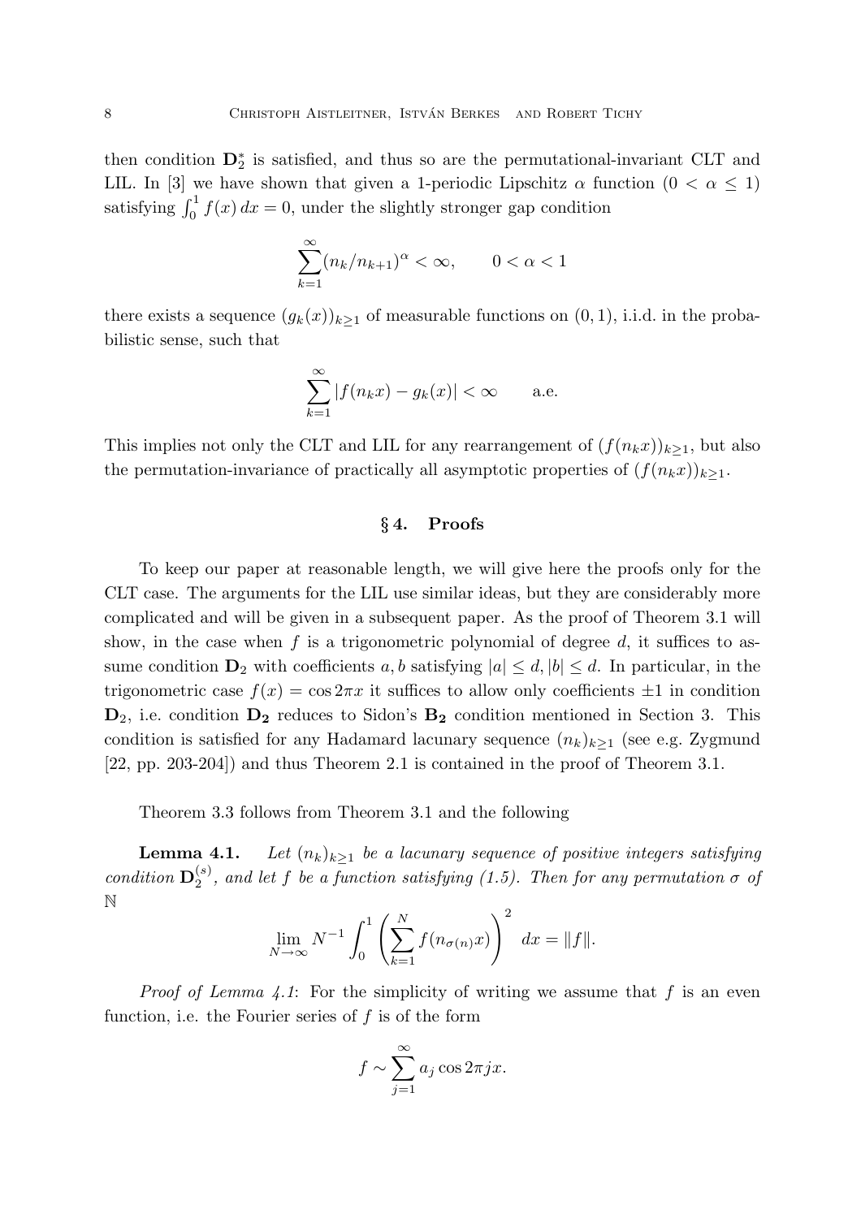then condition $\mathbf{D}_2^*$ is satisfied, and thus so are the permutational-invariant CLT and LIL. In [3] we have shown that given a 1-periodic Lipschitz $\alpha$ function ($0 < \alpha \leq 1$) satisfying $\int_0^1 f(x)\,dx = 0$, under the slightly stronger gap condition

$$\sum_{k=1}^{\infty} (n_k/n_{k+1})^{\alpha} < \infty, \qquad 0 < \alpha < 1$$

there exists a sequence $(g_k(x))_{k\geq 1}$ of measurable functions on $(0,1)$, i.i.d. in the probabilistic sense, such that

$$\sum_{k=1}^{\infty} |f(n_k x) - g_k(x)| < \infty \qquad \text{a.e.}$$

This implies not only the CLT and LIL for any rearrangement of $(f(n_k x))_{k\geq 1}$, but also the permutation-invariance of practically all asymptotic properties of $(f(n_k x))_{k\geq 1}$.

## § 4. Proofs

To keep our paper at reasonable length, we will give here the proofs only for the CLT case. The arguments for the LIL use similar ideas, but they are considerably more complicated and will be given in a subsequent paper. As the proof of Theorem 3.1 will show, in the case when $f$ is a trigonometric polynomial of degree $d$, it suffices to assume condition $\mathbf{D}_2$ with coefficients $a, b$ satisfying $|a| \leq d, |b| \leq d$. In particular, in the trigonometric case $f(x) = \cos 2\pi x$ it suffices to allow only coefficients $\pm 1$ in condition $\mathbf{D}_2$, i.e. condition $\mathbf{D_2}$ reduces to Sidon's $\mathbf{B_2}$ condition mentioned in Section 3. This condition is satisfied for any Hadamard lacunary sequence $(n_k)_{k\geq 1}$ (see e.g. Zygmund [22, pp. 203-204]) and thus Theorem 2.1 is contained in the proof of Theorem 3.1.

Theorem 3.3 follows from Theorem 3.1 and the following

**Lemma 4.1.** *Let $(n_k)_{k\geq 1}$ be a lacunary sequence of positive integers satisfying condition $\mathbf{D}_2^{(s)}$, and let $f$ be a function satisfying (1.5). Then for any permutation $\sigma$ of $\mathbb{N}$*

$$\lim_{N\to\infty} N^{-1} \int_0^1 \left( \sum_{k=1}^{N} f(n_{\sigma(n)} x) \right)^2 \, dx = \|f\|.$$

*Proof of Lemma 4.1*: For the simplicity of writing we assume that $f$ is an even function, i.e. the Fourier series of $f$ is of the form

$$f \sim \sum_{j=1}^{\infty} a_j \cos 2\pi j x.$$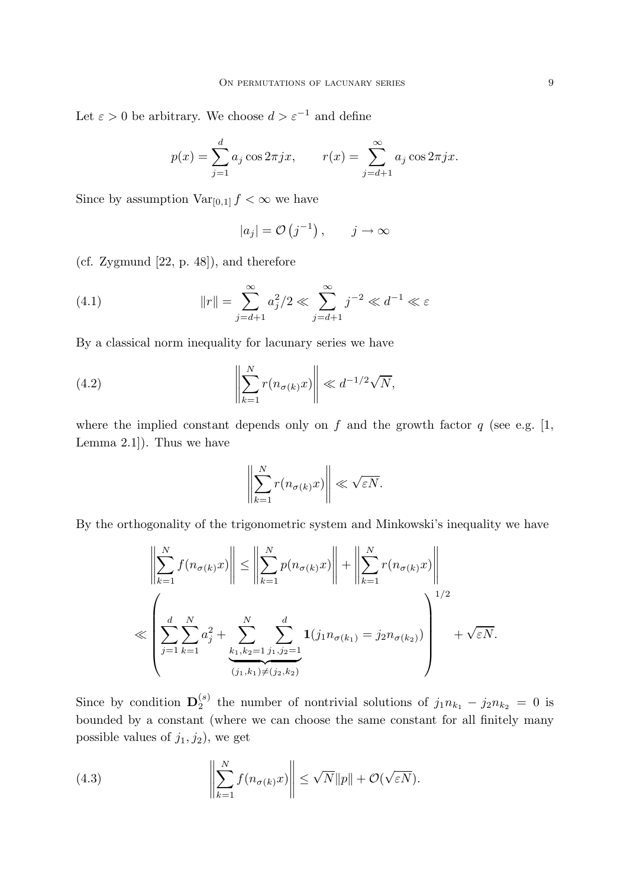Let $\varepsilon > 0$ be arbitrary. We choose $d > \varepsilon^{-1}$ and define

$$p(x) = \sum_{j=1}^{d} a_j \cos 2\pi j x, \qquad r(x) = \sum_{j=d+1}^{\infty} a_j \cos 2\pi j x.$$

Since by assumption $\mathrm{Var}_{[0,1]} f < \infty$ we have

$$|a_j| = \mathcal{O}\left(j^{-1}\right), \qquad j \to \infty$$

(cf. Zygmund [22, p. 48]), and therefore

$$\|r\| = \sum_{j=d+1}^{\infty} a_j^2/2 \ll \sum_{j=d+1}^{\infty} j^{-2} \ll d^{-1} \ll \varepsilon \tag{4.1}$$

By a classical norm inequality for lacunary series we have

$$\left\| \sum_{k=1}^{N} r(n_{\sigma(k)} x) \right\| \ll d^{-1/2} \sqrt{N}, \tag{4.2}$$

where the implied constant depends only on $f$ and the growth factor $q$ (see e.g. [1, Lemma 2.1]). Thus we have

$$\left\| \sum_{k=1}^{N} r(n_{\sigma(k)} x) \right\| \ll \sqrt{\varepsilon N}.$$

By the orthogonality of the trigonometric system and Minkowski's inequality we have

$$\begin{aligned}
\left\| \sum_{k=1}^{N} f(n_{\sigma(k)} x) \right\| &\leq \left\| \sum_{k=1}^{N} p(n_{\sigma(k)} x) \right\| + \left\| \sum_{k=1}^{N} r(n_{\sigma(k)} x) \right\| \\
&\ll \left( \sum_{j=1}^{d} \sum_{k=1}^{N} a_j^2 + \underbrace{\sum_{k_1,k_2=1}^{N} \sum_{j_1,j_2=1}^{d}}_{(j_1,k_1) \neq (j_2,k_2)} \mathbf{1}(j_1 n_{\sigma(k_1)} = j_2 n_{\sigma(k_2)}) \right)^{1/2} + \sqrt{\varepsilon N}.
\end{aligned}$$

Since by condition $\mathbf{D}_2^{(s)}$ the number of nontrivial solutions of $j_1 n_{k_1} - j_2 n_{k_2} = 0$ is bounded by a constant (where we can choose the same constant for all finitely many possible values of $j_1, j_2$), we get

$$\left\| \sum_{k=1}^{N} f(n_{\sigma(k)} x) \right\| \leq \sqrt{N} \|p\| + \mathcal{O}(\sqrt{\varepsilon N}). \tag{4.3}$$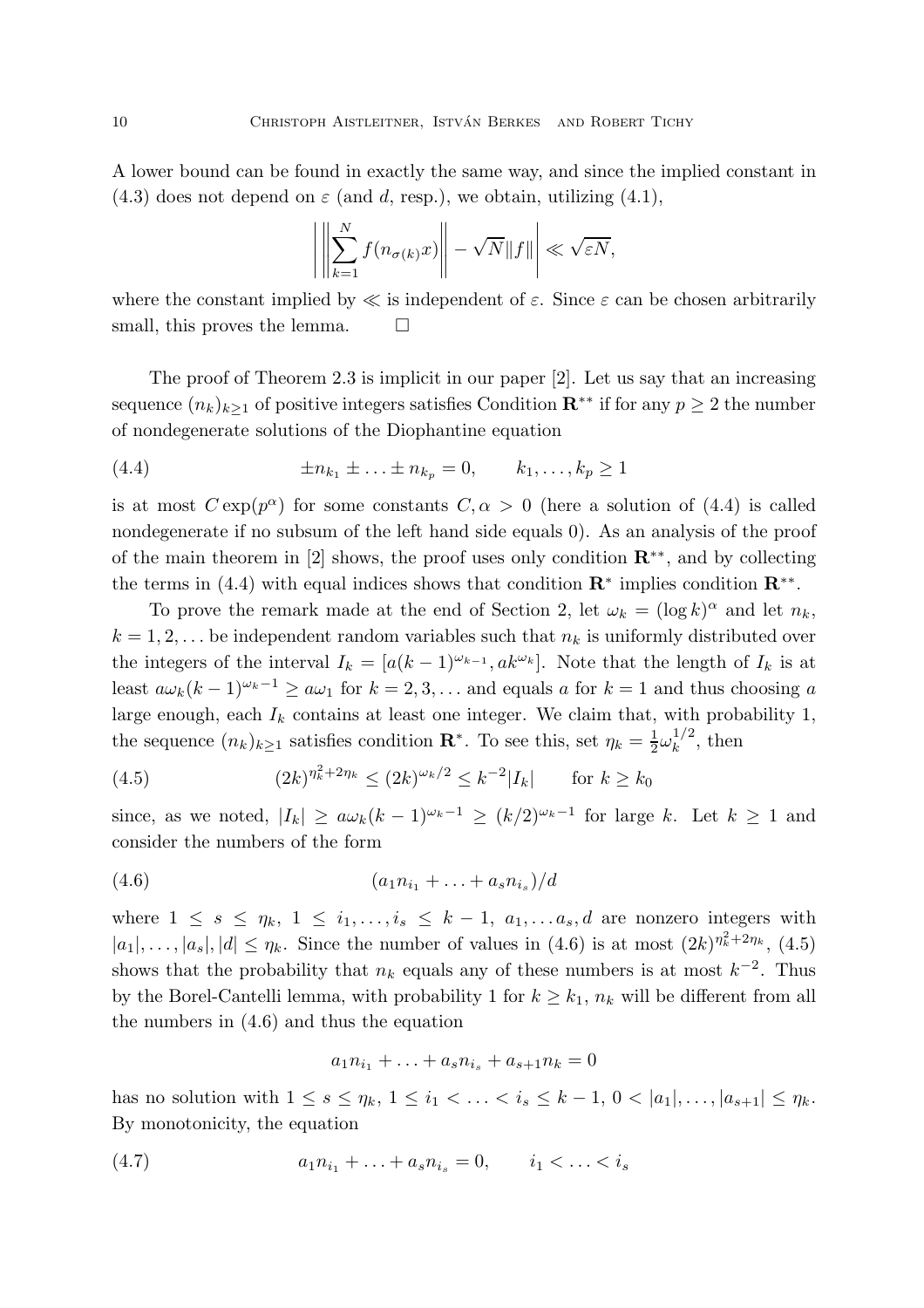A lower bound can be found in exactly the same way, and since the implied constant in (4.3) does not depend on $\varepsilon$ (and $d$, resp.), we obtain, utilizing (4.1),

$$\left| \left\| \sum_{k=1}^{N} f(n_{\sigma(k)}x) \right\| - \sqrt{N}\|f\| \right| \ll \sqrt{\varepsilon N},$$

where the constant implied by $\ll$ is independent of $\varepsilon$. Since $\varepsilon$ can be chosen arbitrarily small, this proves the lemma. $\square$

The proof of Theorem 2.3 is implicit in our paper [2]. Let us say that an increasing sequence $(n_k)_{k\geq 1}$ of positive integers satisfies Condition $\mathbf{R}^{**}$ if for any $p \geq 2$ the number of nondegenerate solutions of the Diophantine equation

$$\pm n_{k_1} \pm \ldots \pm n_{k_p} = 0, \qquad k_1, \ldots, k_p \geq 1 \tag{4.4}$$

is at most $C \exp(p^\alpha)$ for some constants $C, \alpha > 0$ (here a solution of (4.4) is called nondegenerate if no subsum of the left hand side equals 0). As an analysis of the proof of the main theorem in [2] shows, the proof uses only condition $\mathbf{R}^{**}$, and by collecting the terms in (4.4) with equal indices shows that condition $\mathbf{R}^{*}$ implies condition $\mathbf{R}^{**}$.

To prove the remark made at the end of Section 2, let $\omega_k = (\log k)^\alpha$ and let $n_k$, $k = 1, 2, \ldots$ be independent random variables such that $n_k$ is uniformly distributed over the integers of the interval $I_k = [a(k-1)^{\omega_{k-1}}, ak^{\omega_k}]$. Note that the length of $I_k$ is at least $a\omega_k(k-1)^{\omega_k - 1} \geq a\omega_1$ for $k = 2, 3, \ldots$ and equals $a$ for $k = 1$ and thus choosing $a$ large enough, each $I_k$ contains at least one integer. We claim that, with probability 1, the sequence $(n_k)_{k\geq 1}$ satisfies condition $\mathbf{R}^*$. To see this, set $\eta_k = \frac{1}{2}\omega_k^{1/2}$, then

$$(2k)^{\eta_k^2 + 2\eta_k} \leq (2k)^{\omega_k/2} \leq k^{-2}|I_k| \qquad \text{for } k \geq k_0 \tag{4.5}$$

since, as we noted, $|I_k| \geq a\omega_k(k-1)^{\omega_k - 1} \geq (k/2)^{\omega_k - 1}$ for large $k$. Let $k \geq 1$ and consider the numbers of the form

$$(a_1 n_{i_1} + \ldots + a_s n_{i_s})/d \tag{4.6}$$

where $1 \leq s \leq \eta_k$, $1 \leq i_1, \ldots, i_s \leq k-1$, $a_1, \ldots a_s, d$ are nonzero integers with $|a_1|, \ldots, |a_s|, |d| \leq \eta_k$. Since the number of values in (4.6) is at most $(2k)^{\eta_k^2 + 2\eta_k}$, (4.5) shows that the probability that $n_k$ equals any of these numbers is at most $k^{-2}$. Thus by the Borel-Cantelli lemma, with probability 1 for $k \geq k_1$, $n_k$ will be different from all the numbers in (4.6) and thus the equation

$$a_1 n_{i_1} + \ldots + a_s n_{i_s} + a_{s+1} n_k = 0$$

has no solution with $1 \leq s \leq \eta_k$, $1 \leq i_1 < \ldots < i_s \leq k-1$, $0 < |a_1|, \ldots, |a_{s+1}| \leq \eta_k$. By monotonicity, the equation

$$a_1 n_{i_1} + \ldots + a_s n_{i_s} = 0, \qquad i_1 < \ldots < i_s \tag{4.7}$$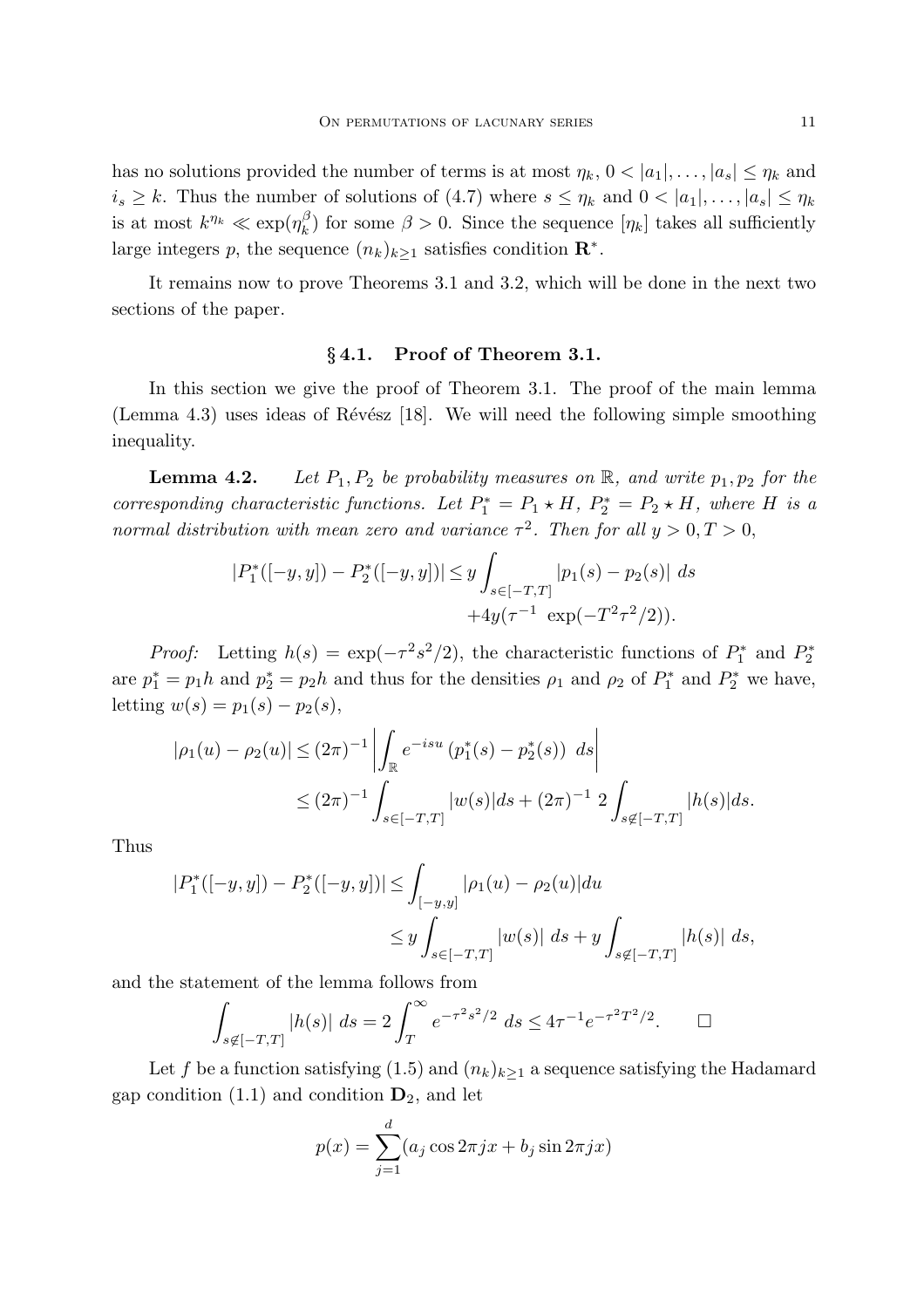has no solutions provided the number of terms is at most $\eta_k$, $0 < |a_1|, \ldots, |a_s| \le \eta_k$ and $i_s \ge k$. Thus the number of solutions of (4.7) where $s \le \eta_k$ and $0 < |a_1|, \ldots, |a_s| \le \eta_k$ is at most $k^{\eta_k} \ll \exp(\eta_k^\beta)$ for some $\beta > 0$. Since the sequence $[\eta_k]$ takes all sufficiently large integers $p$, the sequence $(n_k)_{k \ge 1}$ satisfies condition $\mathbf{R}^*$.

It remains now to prove Theorems 3.1 and 3.2, which will be done in the next two sections of the paper.

## § 4.1. Proof of Theorem 3.1.

In this section we give the proof of Theorem 3.1. The proof of the main lemma (Lemma 4.3) uses ideas of Révész [18]. We will need the following simple smoothing inequality.

**Lemma 4.2.** *Let $P_1, P_2$ be probability measures on $\mathbb{R}$, and write $p_1, p_2$ for the corresponding characteristic functions. Let $P_1^* = P_1 \star H$, $P_2^* = P_2 \star H$, where $H$ is a normal distribution with mean zero and variance $\tau^2$. Then for all $y > 0, T > 0$,*

$$|P_1^*([-y, y]) - P_2^*([-y, y])| \le y \int_{s \in [-T,T]} |p_1(s) - p_2(s)| \ ds + 4y(\tau^{-1} \ \exp(-T^2\tau^2/2)).$$

*Proof:* Letting $h(s) = \exp(-\tau^2 s^2/2)$, the characteristic functions of $P_1^*$ and $P_2^*$ are $p_1^* = p_1 h$ and $p_2^* = p_2 h$ and thus for the densities $\rho_1$ and $\rho_2$ of $P_1^*$ and $P_2^*$ we have, letting $w(s) = p_1(s) - p_2(s)$,

$$\begin{aligned} |\rho_1(u) - \rho_2(u)| &\le (2\pi)^{-1} \left| \int_{\mathbb{R}} e^{-isu} \left(p_1^*(s) - p_2^*(s)\right) \ ds \right| \\ &\le (2\pi)^{-1} \int_{s \in [-T,T]} |w(s)| ds + (2\pi)^{-1} \ 2 \int_{s \notin [-T,T]} |h(s)| ds. \end{aligned}$$

Thus

$$\begin{aligned} |P_1^*([-y, y]) - P_2^*([-y, y])| &\le \int_{[-y,y]} |\rho_1(u) - \rho_2(u)| du \\ &\le y \int_{s \in [-T,T]} |w(s)| \ ds + y \int_{s \notin [-T,T]} |h(s)| \ ds, \end{aligned}$$

and the statement of the lemma follows from

$$\int_{s \notin [-T,T]} |h(s)| \ ds = 2 \int_T^\infty e^{-\tau^2 s^2/2} \ ds \le 4\tau^{-1} e^{-\tau^2 T^2/2}. \qquad \square$$

Let $f$ be a function satisfying (1.5) and $(n_k)_{k \ge 1}$ a sequence satisfying the Hadamard gap condition (1.1) and condition $\mathbf{D}_2$, and let

$$p(x) = \sum_{j=1}^{d} (a_j \cos 2\pi jx + b_j \sin 2\pi jx)$$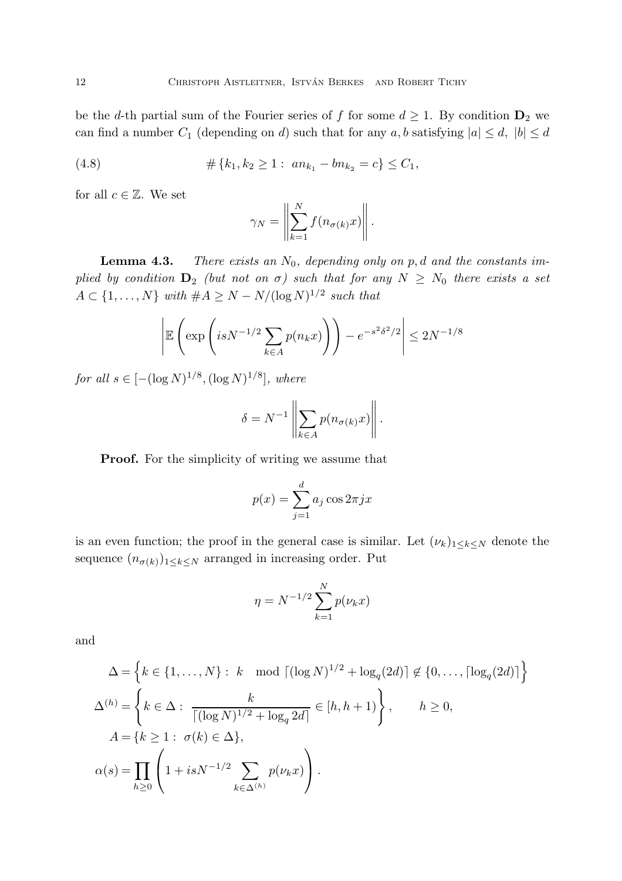be the $d$-th partial sum of the Fourier series of $f$ for some $d \geq 1$. By condition $\mathbf{D}_2$ we can find a number $C_1$ (depending on $d$) such that for any $a, b$ satisfying $|a| \leq d,\ |b| \leq d$

$$\# \{k_1, k_2 \geq 1 : \ a n_{k_1} - b n_{k_2} = c\} \leq C_1, \tag{4.8}$$

for all $c \in \mathbb{Z}$. We set

$$\gamma_N = \left\| \sum_{k=1}^N f(n_{\sigma(k)} x) \right\|.$$

**Lemma 4.3.** *There exists an $N_0$, depending only on $p, d$ and the constants implied by condition $\mathbf{D}_2$ (but not on $\sigma$) such that for any $N \geq N_0$ there exists a set $A \subset \{1, \dots, N\}$ with $\# A \geq N - N/(\log N)^{1/2}$ such that*

$$\left| \mathbb{E} \left( \exp \left( isN^{-1/2} \sum_{k \in A} p(n_k x) \right) \right) - e^{-s^2 \delta^2/2} \right| \leq 2N^{-1/8}$$

*for all $s \in [-(\log N)^{1/8}, (\log N)^{1/8}]$, where*

$$\delta = N^{-1} \left\| \sum_{k \in A} p(n_{\sigma(k)} x) \right\|.$$

**Proof.** For the simplicity of writing we assume that

$$p(x) = \sum_{j=1}^d a_j \cos 2\pi j x$$

is an even function; the proof in the general case is similar. Let $(\nu_k)_{1 \leq k \leq N}$ denote the sequence $(n_{\sigma(k)})_{1 \leq k \leq N}$ arranged in increasing order. Put

$$\eta = N^{-1/2} \sum_{k=1}^N p(\nu_k x)$$

and

$$\begin{aligned}
\Delta &= \left\{ k \in \{1, \dots, N\} : \ k \mod \lceil (\log N)^{1/2} + \log_q(2d) \rceil \not\in \{0, \dots, \lceil \log_q(2d) \rceil \right\} \\
\Delta^{(h)} &= \left\{ k \in \Delta : \ \frac{k}{\lceil (\log N)^{1/2} + \log_q 2d \rceil} \in [h, h+1) \right\}, \qquad h \geq 0, \\
A &= \{k \geq 1 : \ \sigma(k) \in \Delta\}, \\
\alpha(s) &= \prod_{h \geq 0} \left( 1 + isN^{-1/2} \sum_{k \in \Delta^{(h)}} p(\nu_k x) \right).
\end{aligned}$$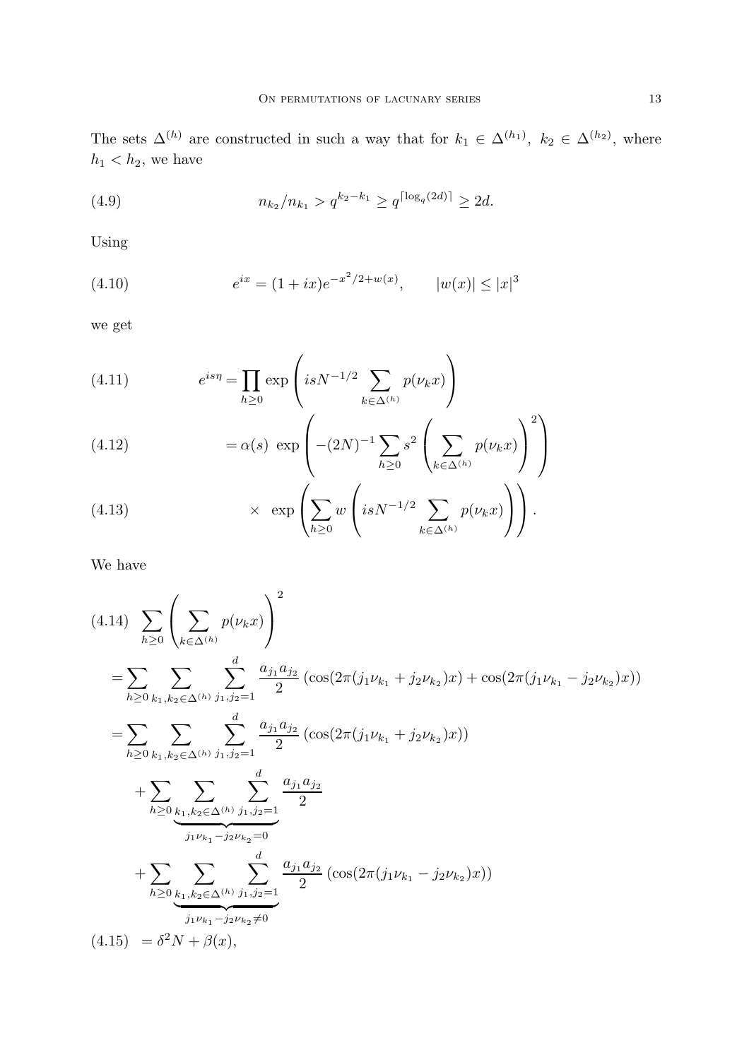The sets $\Delta^{(h)}$ are constructed in such a way that for $k_1 \in \Delta^{(h_1)},\ k_2 \in \Delta^{(h_2)}$, where $h_1 < h_2$, we have

$$n_{k_2}/n_{k_1} > q^{k_2-k_1} \geq q^{\lceil \log_q(2d) \rceil} \geq 2d. \tag{4.9}$$

Using

$$e^{ix} = (1+ix)e^{-x^2/2+w(x)}, \qquad |w(x)| \leq |x|^3 \tag{4.10}$$

we get

$$e^{is\eta} = \prod_{h \geq 0} \exp\left( isN^{-1/2} \sum_{k \in \Delta^{(h)}} p(\nu_k x) \right) \tag{4.11}$$

$$= \alpha(s)\ \exp\left( -(2N)^{-1} \sum_{h \geq 0} s^2 \left( \sum_{k \in \Delta^{(h)}} p(\nu_k x) \right)^2 \right) \tag{4.12}$$

$$\times\ \exp\left( \sum_{h \geq 0} w\left( isN^{-1/2} \sum_{k \in \Delta^{(h)}} p(\nu_k x) \right) \right). \tag{4.13}$$

We have

$$\begin{aligned}
&\sum_{h \geq 0} \left( \sum_{k \in \Delta^{(h)}} p(\nu_k x) \right)^2 \qquad (4.14)\\
&= \sum_{h \geq 0} \sum_{k_1,k_2 \in \Delta^{(h)}} \sum_{j_1,j_2=1}^{d} \frac{a_{j_1} a_{j_2}}{2} \left( \cos(2\pi(j_1\nu_{k_1} + j_2\nu_{k_2})x) + \cos(2\pi(j_1\nu_{k_1} - j_2\nu_{k_2})x) \right) \\
&= \sum_{h \geq 0} \sum_{k_1,k_2 \in \Delta^{(h)}} \sum_{j_1,j_2=1}^{d} \frac{a_{j_1} a_{j_2}}{2} \left( \cos(2\pi(j_1\nu_{k_1} + j_2\nu_{k_2})x) \right) \\
&\quad + \sum_{h \geq 0} \underbrace{\sum_{k_1,k_2 \in \Delta^{(h)}} \sum_{j_1,j_2=1}^{d}}_{j_1\nu_{k_1} - j_2\nu_{k_2} = 0} \frac{a_{j_1} a_{j_2}}{2} \\
&\quad + \sum_{h \geq 0} \underbrace{\sum_{k_1,k_2 \in \Delta^{(h)}} \sum_{j_1,j_2=1}^{d}}_{j_1\nu_{k_1} - j_2\nu_{k_2} \neq 0} \frac{a_{j_1} a_{j_2}}{2} \left( \cos(2\pi(j_1\nu_{k_1} - j_2\nu_{k_2})x) \right) \\
&= \delta^2 N + \beta(x), \qquad (4.15)
\end{aligned}$$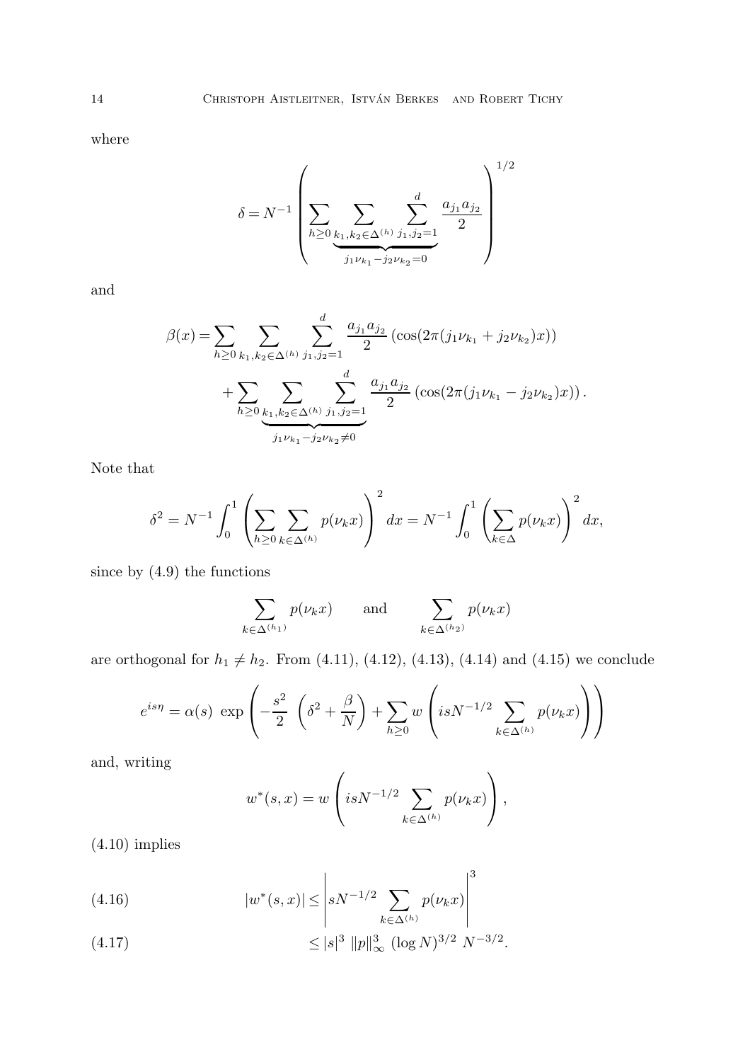where

$$\delta = N^{-1} \left( \sum_{h \geq 0} \underbrace{\sum_{k_1, k_2 \in \Delta^{(h)}} \sum_{j_1, j_2 = 1}^{d}}_{j_1 \nu_{k_1} - j_2 \nu_{k_2} = 0} \frac{a_{j_1} a_{j_2}}{2} \right)^{1/2}$$

and

$$\begin{aligned} \beta(x) = & \sum_{h \geq 0} \sum_{k_1, k_2 \in \Delta^{(h)}} \sum_{j_1, j_2 = 1}^{d} \frac{a_{j_1} a_{j_2}}{2} \left( \cos(2\pi (j_1 \nu_{k_1} + j_2 \nu_{k_2}) x) \right) \\ & + \sum_{h \geq 0} \underbrace{\sum_{k_1, k_2 \in \Delta^{(h)}} \sum_{j_1, j_2 = 1}^{d}}_{j_1 \nu_{k_1} - j_2 \nu_{k_2} \neq 0} \frac{a_{j_1} a_{j_2}}{2} \left( \cos(2\pi (j_1 \nu_{k_1} - j_2 \nu_{k_2}) x) \right). \end{aligned}$$

Note that

$$\delta^2 = N^{-1} \int_0^1 \left( \sum_{h \geq 0} \sum_{k \in \Delta^{(h)}} p(\nu_k x) \right)^2 dx = N^{-1} \int_0^1 \left( \sum_{k \in \Delta} p(\nu_k x) \right)^2 dx,$$

since by (4.9) the functions

$$\sum_{k \in \Delta^{(h_1)}} p(\nu_k x) \qquad \text{and} \qquad \sum_{k \in \Delta^{(h_2)}} p(\nu_k x)$$

are orthogonal for $h_1 \neq h_2$. From (4.11), (4.12), (4.13), (4.14) and (4.15) we conclude

$$e^{is\eta} = \alpha(s) \, \exp \left( -\frac{s^2}{2} \, \left( \delta^2 + \frac{\beta}{N} \right) + \sum_{h \geq 0} w \left( is N^{-1/2} \sum_{k \in \Delta^{(h)}} p(\nu_k x) \right) \right)$$

and, writing

$$w^*(s, x) = w \left( is N^{-1/2} \sum_{k \in \Delta^{(h)}} p(\nu_k x) \right),$$

(4.10) implies

$$|w^*(s, x)| \leq \left| s N^{-1/2} \sum_{k \in \Delta^{(h)}} p(\nu_k x) \right|^3 \tag{4.16}$$

$$\leq |s|^3 \, \|p\|_\infty^3 \, (\log N)^{3/2} \, N^{-3/2}. \tag{4.17}$$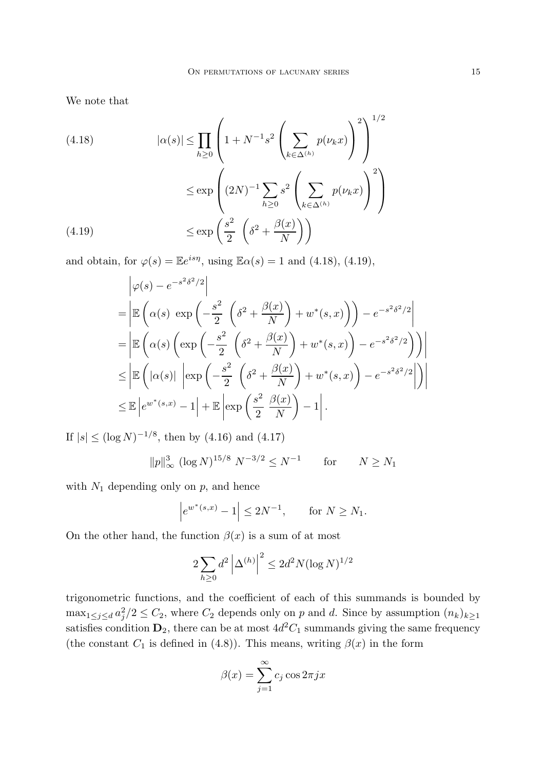We note that

$$
|\alpha(s)| \leq \prod_{h \geq 0} \left( 1 + N^{-1} s^2 \left( \sum_{k \in \Delta^{(h)}} p(\nu_k x) \right)^2 \right)^{1/2} \tag{4.18}
$$

$$
\leq \exp \left( (2N)^{-1} \sum_{h \geq 0} s^2 \left( \sum_{k \in \Delta^{(h)}} p(\nu_k x) \right)^2 \right)
$$

$$
\leq \exp \left( \frac{s^2}{2} \ \left( \delta^2 + \frac{\beta(x)}{N} \right) \right) \tag{4.19}
$$

and obtain, for $\varphi(s) = \mathbb{E} e^{is\eta}$, using $\mathbb{E}\alpha(s) = 1$ and (4.18), (4.19),

$$
\begin{aligned}
& \left| \varphi(s) - e^{-s^2\delta^2/2} \right| \\
= & \left| \mathbb{E} \left( \alpha(s) \ \exp \left( -\frac{s^2}{2} \ \left( \delta^2 + \frac{\beta(x)}{N} \right) + w^*(s,x) \right) \right) - e^{-s^2\delta^2/2} \right| \\
= & \left| \mathbb{E} \left( \alpha(s) \left( \exp \left( -\frac{s^2}{2} \ \left( \delta^2 + \frac{\beta(x)}{N} \right) + w^*(s,x) \right) - e^{-s^2\delta^2/2} \right) \right) \right| \\
\leq & \left| \mathbb{E} \left( |\alpha(s)| \ \left| \exp \left( -\frac{s^2}{2} \ \left( \delta^2 + \frac{\beta(x)}{N} \right) + w^*(s,x) \right) - e^{-s^2\delta^2/2} \right| \right) \right| \\
\leq & \ \mathbb{E} \left| e^{w^*(s,x)} - 1 \right| + \mathbb{E} \left| \exp \left( \frac{s^2}{2} \ \frac{\beta(x)}{N} \right) - 1 \right|.
\end{aligned}
$$

If $|s| \leq (\log N)^{-1/8}$, then by (4.16) and (4.17)

$$
\|p\|_\infty^3 \ (\log N)^{15/8} \ N^{-3/2} \leq N^{-1} \qquad \text{for} \qquad N \geq N_1
$$

with $N_1$ depending only on $p$, and hence

$$
\left| e^{w^*(s,x)} - 1 \right| \leq 2N^{-1}, \qquad \text{for } N \geq N_1.
$$

On the other hand, the function $\beta(x)$ is a sum of at most

$$
2 \sum_{h \geq 0} d^2 \left| \Delta^{(h)} \right|^2 \leq 2d^2 N (\log N)^{1/2}
$$

trigonometric functions, and the coefficient of each of this summands is bounded by $\max_{1 \leq j \leq d} a_j^2/2 \leq C_2$, where $C_2$ depends only on $p$ and $d$. Since by assumption $(n_k)_{k \geq 1}$ satisfies condition $\mathbf{D}_2$, there can be at most $4d^2 C_1$ summands giving the same frequency (the constant $C_1$ is defined in (4.8)). This means, writing $\beta(x)$ in the form

$$
\beta(x) = \sum_{j=1}^{\infty} c_j \cos 2\pi j x
$$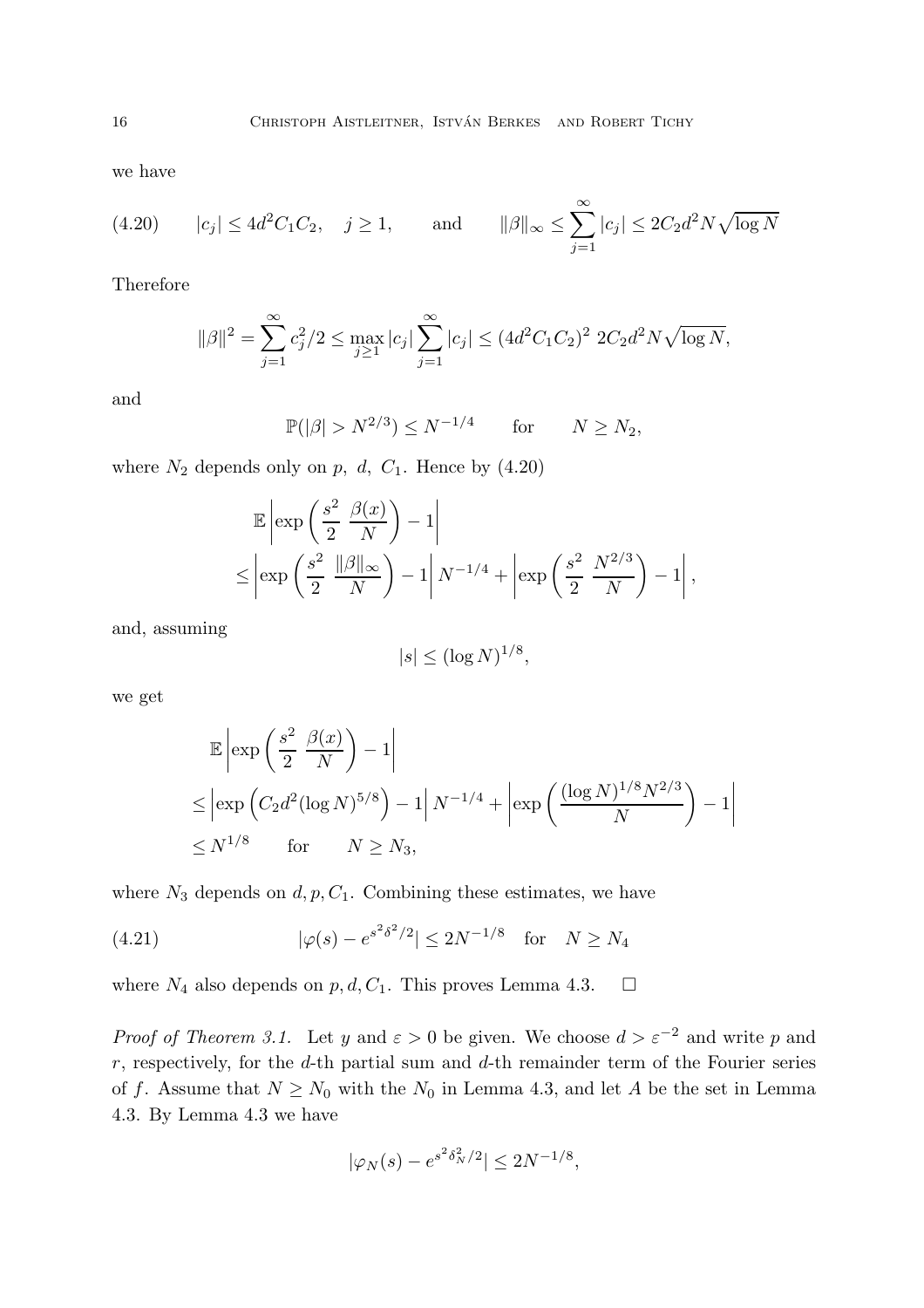we have

$$|c_j| \le 4d^2 C_1 C_2, \quad j \ge 1, \qquad \text{and} \qquad \|\beta\|_\infty \le \sum_{j=1}^{\infty} |c_j| \le 2C_2 d^2 N \sqrt{\log N} \tag{4.20}$$

Therefore

$$\|\beta\|^2 = \sum_{j=1}^{\infty} c_j^2/2 \le \max_{j\ge 1} |c_j| \sum_{j=1}^{\infty} |c_j| \le (4d^2 C_1 C_2)^2 \; 2C_2 d^2 N \sqrt{\log N},$$

and

$$\mathbb{P}(|\beta| > N^{2/3}) \le N^{-1/4} \qquad \text{for} \qquad N \ge N_2,$$

where $N_2$ depends only on $p$, $d$, $C_1$. Hence by (4.20)

$$\begin{aligned}
&\mathbb{E}\left|\exp\left(\frac{s^2}{2}\;\frac{\beta(x)}{N}\right) - 1\right| \\
&\le \left|\exp\left(\frac{s^2}{2}\;\frac{\|\beta\|_\infty}{N}\right) - 1\right| N^{-1/4} + \left|\exp\left(\frac{s^2}{2}\;\frac{N^{2/3}}{N}\right) - 1\right|,
\end{aligned}$$

and, assuming

$$|s| \le (\log N)^{1/8},$$

we get

$$\begin{aligned}
&\mathbb{E}\left|\exp\left(\frac{s^2}{2}\;\frac{\beta(x)}{N}\right) - 1\right| \\
&\le \left|\exp\left(C_2 d^2 (\log N)^{5/8}\right) - 1\right| N^{-1/4} + \left|\exp\left(\frac{(\log N)^{1/8} N^{2/3}}{N}\right) - 1\right| \\
&\le N^{1/8} \qquad \text{for} \qquad N \ge N_3,
\end{aligned}$$

where $N_3$ depends on $d, p, C_1$. Combining these estimates, we have

$$|\varphi(s) - e^{s^2\delta^2/2}| \le 2N^{-1/8} \quad \text{for} \quad N \ge N_4 \tag{4.21}$$

where $N_4$ also depends on $p, d, C_1$. This proves Lemma 4.3. $\square$

*Proof of Theorem 3.1.* Let $y$ and $\varepsilon > 0$ be given. We choose $d > \varepsilon^{-2}$ and write $p$ and $r$, respectively, for the $d$-th partial sum and $d$-th remainder term of the Fourier series of $f$. Assume that $N \ge N_0$ with the $N_0$ in Lemma 4.3, and let $A$ be the set in Lemma 4.3. By Lemma 4.3 we have

$$|\varphi_N(s) - e^{s^2\delta_N^2/2}| \le 2N^{-1/8},$$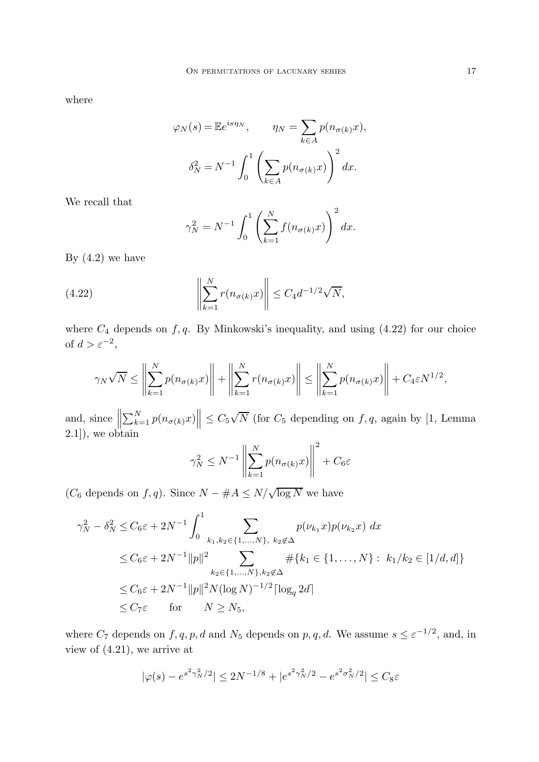where

$$\varphi_N(s) = \mathbb{E}e^{is\eta_N}, \qquad \eta_N = \sum_{k \in A} p(n_{\sigma(k)}x),$$

$$\delta_N^2 = N^{-1} \int_0^1 \left( \sum_{k \in A} p(n_{\sigma(k)}x) \right)^2 dx.$$

We recall that

$$\gamma_N^2 = N^{-1} \int_0^1 \left( \sum_{k=1}^N f(n_{\sigma(k)}x) \right)^2 dx.$$

By (4.2) we have

$$\left\| \sum_{k=1}^N r(n_{\sigma(k)}x) \right\| \le C_4 d^{-1/2} \sqrt{N}, \tag{4.22}$$

where $C_4$ depends on $f, q$. By Minkowski's inequality, and using (4.22) for our choice of $d > \varepsilon^{-2}$,

$$\gamma_N \sqrt{N} \le \left\| \sum_{k=1}^N p(n_{\sigma(k)}x) \right\| + \left\| \sum_{k=1}^N r(n_{\sigma(k)}x) \right\| \le \left\| \sum_{k=1}^N p(n_{\sigma(k)}x) \right\| + C_4 \varepsilon N^{1/2},$$

and, since $\left\| \sum_{k=1}^N p(n_{\sigma(k)}x) \right\| \le C_5 \sqrt{N}$ (for $C_5$ depending on $f, q$, again by [1, Lemma 2.1]), we obtain

$$\gamma_N^2 \le N^{-1} \left\| \sum_{k=1}^N p(n_{\sigma(k)}x) \right\|^2 + C_6 \varepsilon$$

($C_6$ depends on $f, q$). Since $N - \#A \le N/\sqrt{\log N}$ we have

$$\begin{aligned}
\gamma_N^2 - \delta_N^2 &\le C_6 \varepsilon + 2N^{-1} \int_0^1 \sum_{k_1, k_2 \in \{1, \dots, N\},\ k_2 \notin \Delta} p(\nu_{k_1}x) p(\nu_{k_2}x)\ dx \\
&\le C_6 \varepsilon + 2N^{-1} \|p\|^2 \sum_{k_2 \in \{1, \dots, N\}, k_2 \notin \Delta} \#\{k_1 \in \{1, \dots, N\} :\ k_1/k_2 \in [1/d, d]\} \\
&\le C_6 \varepsilon + 2N^{-1} \|p\|^2 N (\log N)^{-1/2} \lceil \log_q 2d \rceil \\
&\le C_7 \varepsilon \qquad \text{for} \qquad N \ge N_5,
\end{aligned}$$

where $C_7$ depends on $f, q, p, d$ and $N_5$ depends on $p, q, d$. We assume $s \le \varepsilon^{-1/2}$, and, in view of (4.21), we arrive at

$$|\varphi(s) - e^{s^2 \gamma_N^2/2}| \le 2N^{-1/8} + |e^{s^2 \gamma_N^2/2} - e^{s^2 \sigma_N^2/2}| \le C_8 \varepsilon$$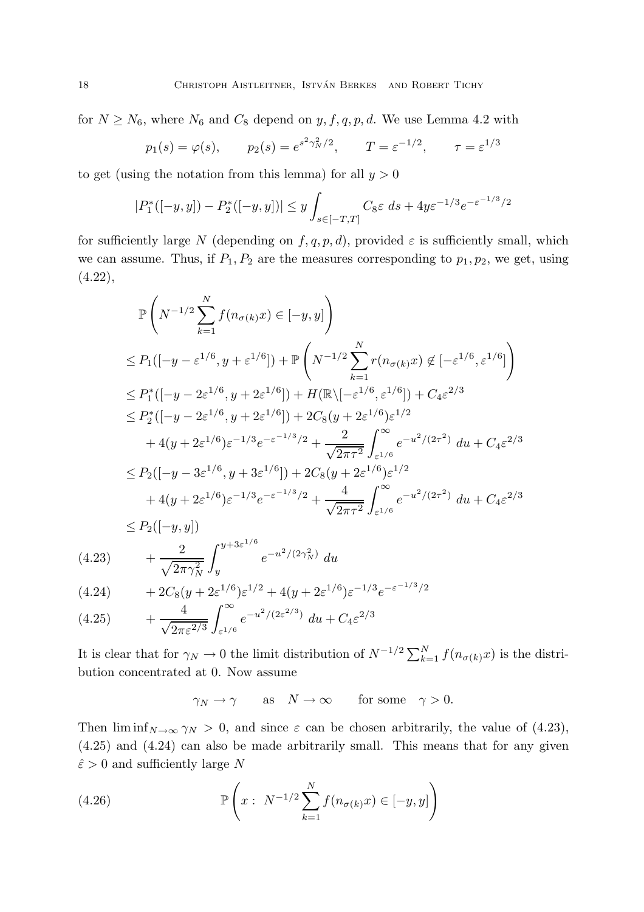for $N \geq N_6$, where $N_6$ and $C_8$ depend on $y, f, q, p, d$. We use Lemma 4.2 with

$$p_1(s) = \varphi(s), \qquad p_2(s) = e^{s^2 \gamma_N^2/2}, \qquad T = \varepsilon^{-1/2}, \qquad \tau = \varepsilon^{1/3}$$

to get (using the notation from this lemma) for all $y > 0$

$$|P_1^*([-y,y]) - P_2^*([-y,y])| \leq y \int_{s \in [-T,T]} C_8 \varepsilon \; ds + 4y\varepsilon^{-1/3} e^{-\varepsilon^{-1/3}/2}$$

for sufficiently large $N$ (depending on $f, q, p, d$), provided $\varepsilon$ is sufficiently small, which we can assume. Thus, if $P_1, P_2$ are the measures corresponding to $p_1, p_2$, we get, using (4.22),

$$
\begin{aligned}
& \mathbb{P}\left( N^{-1/2} \sum_{k=1}^N f(n_{\sigma(k)}x) \in [-y,y] \right) \\
& \leq P_1([-y-\varepsilon^{1/6}, y+\varepsilon^{1/6}]) + \mathbb{P}\left( N^{-1/2} \sum_{k=1}^N r(n_{\sigma(k)}x) \notin [-\varepsilon^{1/6}, \varepsilon^{1/6}] \right) \\
& \leq P_1^*([-y-2\varepsilon^{1/6}, y+2\varepsilon^{1/6}]) + H(\mathbb{R} \backslash [-\varepsilon^{1/6}, \varepsilon^{1/6}]) + C_4 \varepsilon^{2/3} \\
& \leq P_2^*([-y-2\varepsilon^{1/6}, y+2\varepsilon^{1/6}]) + 2C_8(y+2\varepsilon^{1/6})\varepsilon^{1/2} \\
& \qquad + 4(y+2\varepsilon^{1/6})\varepsilon^{-1/3} e^{-\varepsilon^{-1/3}/2} + \frac{2}{\sqrt{2\pi\tau^2}} \int_{\varepsilon^{1/6}}^{\infty} e^{-u^2/(2\tau^2)} \; du + C_4 \varepsilon^{2/3} \\
& \leq P_2([-y-3\varepsilon^{1/6}, y+3\varepsilon^{1/6}]) + 2C_8(y+2\varepsilon^{1/6})\varepsilon^{1/2} \\
& \qquad + 4(y+2\varepsilon^{1/6})\varepsilon^{-1/3} e^{-\varepsilon^{-1/3}/2} + \frac{4}{\sqrt{2\pi\tau^2}} \int_{\varepsilon^{1/6}}^{\infty} e^{-u^2/(2\tau^2)} \; du + C_4 \varepsilon^{2/3} \\
& \leq P_2([-y,y])
\end{aligned}
$$

$$+ \frac{2}{\sqrt{2\pi\gamma_N^2}} \int_y^{y+3\varepsilon^{1/6}} e^{-u^2/(2\gamma_N^2)} \; du \tag{4.23}$$

$$+ 2C_8(y+2\varepsilon^{1/6})\varepsilon^{1/2} + 4(y+2\varepsilon^{1/6})\varepsilon^{-1/3} e^{-\varepsilon^{-1/3}/2} \tag{4.24}$$

$$+ \frac{4}{\sqrt{2\pi\varepsilon^{2/3}}} \int_{\varepsilon^{1/6}}^{\infty} e^{-u^2/(2\varepsilon^{2/3})} \; du + C_4 \varepsilon^{2/3} \tag{4.25}$$

It is clear that for $\gamma_N \to 0$ the limit distribution of $N^{-1/2} \sum_{k=1}^N f(n_{\sigma(k)}x)$ is the distribution concentrated at 0. Now assume

$$\gamma_N \to \gamma \qquad \text{as} \quad N \to \infty \qquad \text{for some} \quad \gamma > 0.$$

Then $\liminf_{N \to \infty} \gamma_N > 0$, and since $\varepsilon$ can be chosen arbitrarily, the value of (4.23), (4.25) and (4.24) can also be made arbitrarily small. This means that for any given $\hat{\varepsilon} > 0$ and sufficiently large $N$

$$\mathbb{P}\left( x : \; N^{-1/2} \sum_{k=1}^N f(n_{\sigma(k)}x) \in [-y,y] \right) \tag{4.26}$$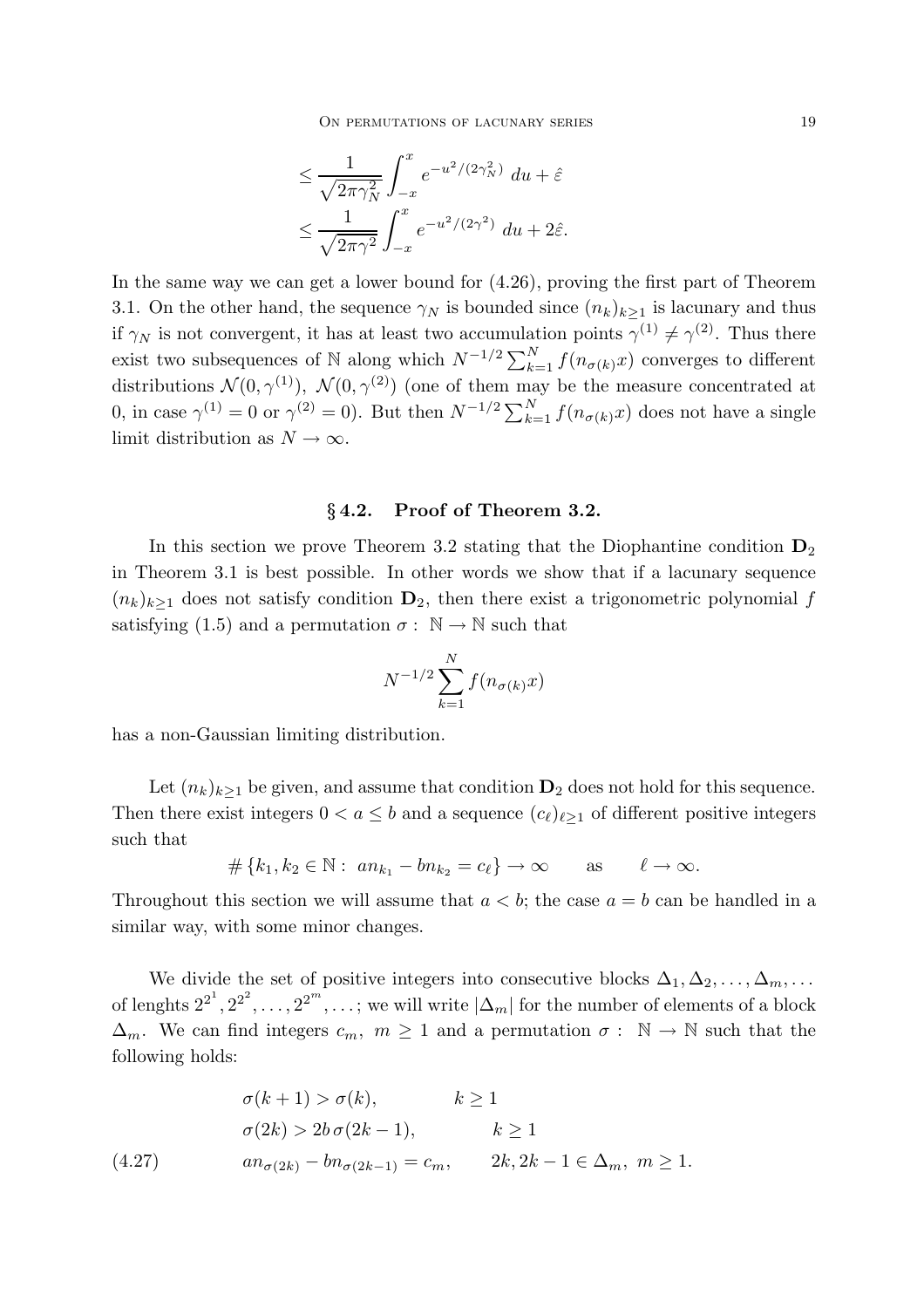$$
\begin{aligned}
&\leq \frac{1}{\sqrt{2\pi\gamma_N^2}} \int_{-x}^{x} e^{-u^2/(2\gamma_N^2)}\ du + \hat{\varepsilon} \\
&\leq \frac{1}{\sqrt{2\pi\gamma^2}} \int_{-x}^{x} e^{-u^2/(2\gamma^2)}\ du + 2\hat{\varepsilon}.
\end{aligned}
$$

In the same way we can get a lower bound for (4.26), proving the first part of Theorem 3.1. On the other hand, the sequence $\gamma_N$ is bounded since $(n_k)_{k\geq 1}$ is lacunary and thus if $\gamma_N$ is not convergent, it has at least two accumulation points $\gamma^{(1)} \neq \gamma^{(2)}$. Thus there exist two subsequences of $\mathbb{N}$ along which $N^{-1/2}\sum_{k=1}^N f(n_{\sigma(k)}x)$ converges to different distributions $\mathcal{N}(0,\gamma^{(1)}),\ \mathcal{N}(0,\gamma^{(2)})$ (one of them may be the measure concentrated at 0, in case $\gamma^{(1)} = 0$ or $\gamma^{(2)} = 0$). But then $N^{-1/2}\sum_{k=1}^N f(n_{\sigma(k)}x)$ does not have a single limit distribution as $N \to \infty$.

## § 4.2. Proof of Theorem 3.2.

In this section we prove Theorem 3.2 stating that the Diophantine condition $\mathbf{D}_2$ in Theorem 3.1 is best possible. In other words we show that if a lacunary sequence $(n_k)_{k\geq 1}$ does not satisfy condition $\mathbf{D}_2$, then there exist a trigonometric polynomial $f$ satisfying (1.5) and a permutation $\sigma:\ \mathbb{N} \to \mathbb{N}$ such that

$$
N^{-1/2}\sum_{k=1}^N f(n_{\sigma(k)}x)
$$

has a non-Gaussian limiting distribution.

Let $(n_k)_{k\geq 1}$ be given, and assume that condition $\mathbf{D}_2$ does not hold for this sequence. Then there exist integers $0 < a \leq b$ and a sequence $(c_\ell)_{\ell\geq 1}$ of different positive integers such that

$$
\#\left\{k_1, k_2 \in \mathbb{N}:\ an_{k_1} - bn_{k_2} = c_\ell\right\} \to \infty \qquad \text{as} \qquad \ell \to \infty.
$$

Throughout this section we will assume that $a < b$; the case $a = b$ can be handled in a similar way, with some minor changes.

We divide the set of positive integers into consecutive blocks $\Delta_1, \Delta_2, \ldots, \Delta_m, \ldots$ of lenghts $2^{2^1}, 2^{2^2}, \ldots, 2^{2^m}, \ldots$; we will write $|\Delta_m|$ for the number of elements of a block $\Delta_m$. We can find integers $c_m,\ m \geq 1$ and a permutation $\sigma:\ \mathbb{N} \to \mathbb{N}$ such that the following holds:

$$
\begin{aligned}
&\sigma(k+1) > \sigma(k), && k \geq 1 \\
&\sigma(2k) > 2b\,\sigma(2k-1), && k \geq 1 \\
&an_{\sigma(2k)} - bn_{\sigma(2k-1)} = c_m, && 2k, 2k-1 \in \Delta_m,\ m \geq 1.
\end{aligned}
\tag{4.27}
$$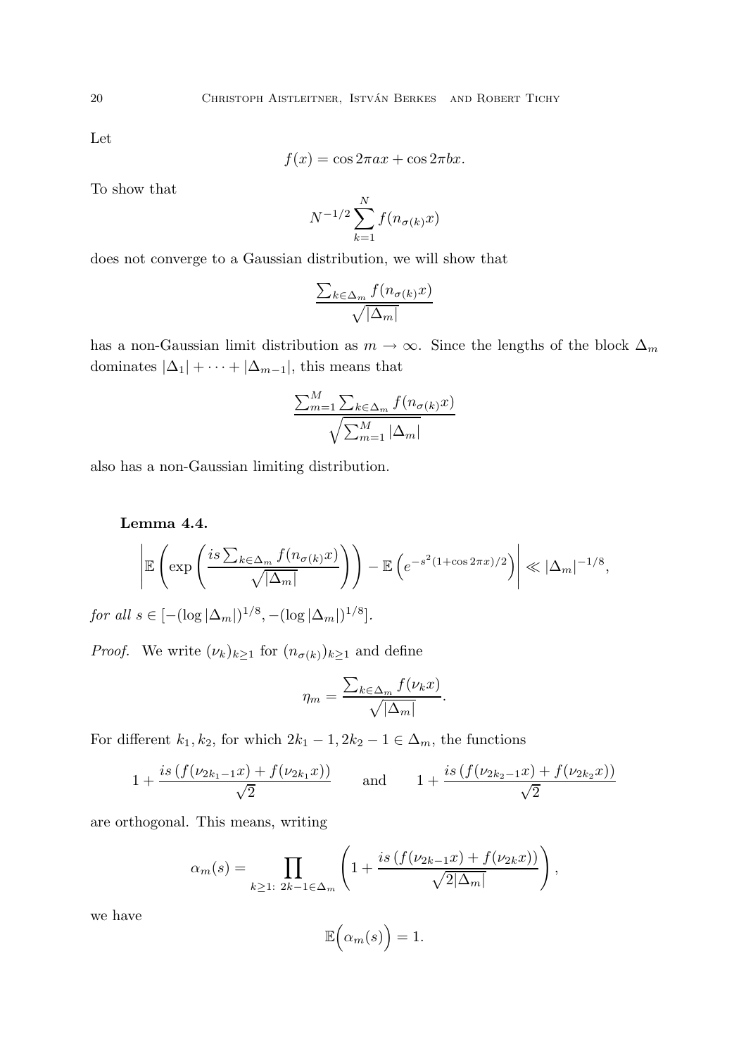Let

$$f(x) = \cos 2\pi a x + \cos 2\pi b x.$$

To show that

$$N^{-1/2} \sum_{k=1}^{N} f(n_{\sigma(k)} x)$$

does not converge to a Gaussian distribution, we will show that

$$\frac{\sum_{k \in \Delta_m} f(n_{\sigma(k)} x)}{\sqrt{|\Delta_m|}}$$

has a non-Gaussian limit distribution as $m \to \infty$. Since the lengths of the block $\Delta_m$ dominates $|\Delta_1| + \cdots + |\Delta_{m-1}|$, this means that

$$\frac{\sum_{m=1}^{M} \sum_{k \in \Delta_m} f(n_{\sigma(k)} x)}{\sqrt{\sum_{m=1}^{M} |\Delta_m|}}$$

also has a non-Gaussian limiting distribution.

**Lemma 4.4.**

$$\left| \mathbb{E} \left( \exp \left( \frac{is \sum_{k \in \Delta_m} f(n_{\sigma(k)} x)}{\sqrt{|\Delta_m|}} \right) \right) - \mathbb{E} \left( e^{-s^2 (1 + \cos 2\pi x)/2} \right) \right| \ll |\Delta_m|^{-1/8},$$

*for all* $s \in [-(\log |\Delta_m|)^{1/8}, -(\log |\Delta_m|)^{1/8}]$.

*Proof.* We write $(\nu_k)_{k \geq 1}$ for $(n_{\sigma(k)})_{k \geq 1}$ and define

$$\eta_m = \frac{\sum_{k \in \Delta_m} f(\nu_k x)}{\sqrt{|\Delta_m|}}.$$

For different $k_1, k_2$, for which $2k_1 - 1, 2k_2 - 1 \in \Delta_m$, the functions

$$1 + \frac{is \left( f(\nu_{2k_1 - 1} x) + f(\nu_{2k_1} x) \right)}{\sqrt{2}} \qquad \text{and} \qquad 1 + \frac{is \left( f(\nu_{2k_2 - 1} x) + f(\nu_{2k_2} x) \right)}{\sqrt{2}}$$

are orthogonal. This means, writing

$$\alpha_m(s) = \prod_{k \geq 1:\ 2k - 1 \in \Delta_m} \left( 1 + \frac{is \left( f(\nu_{2k-1} x) + f(\nu_{2k} x) \right)}{\sqrt{2 |\Delta_m|}} \right),$$

we have

$$\mathbb{E}\Big( \alpha_m(s) \Big) = 1.$$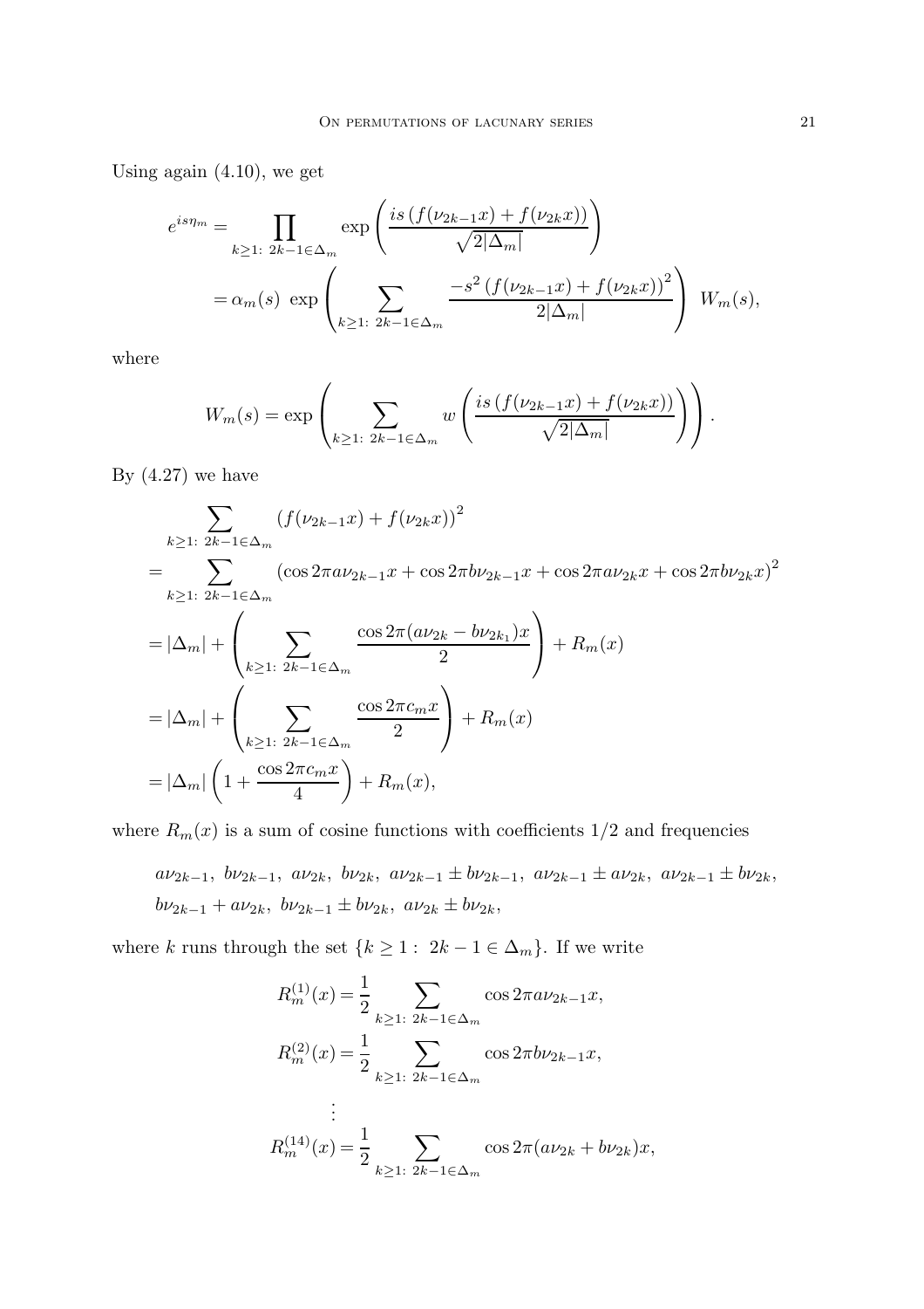Using again (4.10), we get

$$
\begin{aligned}
e^{is\eta_m} &= \prod_{k\geq 1:\ 2k-1\in\Delta_m} \exp\left(\frac{is\left(f(\nu_{2k-1}x)+f(\nu_{2k}x)\right)}{\sqrt{2|\Delta_m|}}\right) \\
&= \alpha_m(s)\ \exp\left(\sum_{k\geq 1:\ 2k-1\in\Delta_m} \frac{-s^2\left(f(\nu_{2k-1}x)+f(\nu_{2k}x)\right)^2}{2|\Delta_m|}\right)\ W_m(s),
\end{aligned}
$$

where

$$
W_m(s) = \exp\left(\sum_{k\geq 1:\ 2k-1\in\Delta_m} w\left(\frac{is\left(f(\nu_{2k-1}x)+f(\nu_{2k}x)\right)}{\sqrt{2|\Delta_m|}}\right)\right).
$$

By (4.27) we have

$$
\begin{aligned}
&\sum_{k\geq 1:\ 2k-1\in\Delta_m} \left(f(\nu_{2k-1}x)+f(\nu_{2k}x)\right)^2 \\
&= \sum_{k\geq 1:\ 2k-1\in\Delta_m} \left(\cos 2\pi a\nu_{2k-1}x + \cos 2\pi b\nu_{2k-1}x + \cos 2\pi a\nu_{2k}x + \cos 2\pi b\nu_{2k}x\right)^2 \\
&= |\Delta_m| + \left(\sum_{k\geq 1:\ 2k-1\in\Delta_m} \frac{\cos 2\pi(a\nu_{2k}-b\nu_{2k_1})x}{2}\right) + R_m(x) \\
&= |\Delta_m| + \left(\sum_{k\geq 1:\ 2k-1\in\Delta_m} \frac{\cos 2\pi c_m x}{2}\right) + R_m(x) \\
&= |\Delta_m|\left(1+\frac{\cos 2\pi c_m x}{4}\right) + R_m(x),
\end{aligned}
$$

where $R_m(x)$ is a sum of cosine functions with coefficients $1/2$ and frequencies

$$
\begin{aligned}
&a\nu_{2k-1},\ b\nu_{2k-1},\ a\nu_{2k},\ b\nu_{2k},\ a\nu_{2k-1}\pm b\nu_{2k-1},\ a\nu_{2k-1}\pm a\nu_{2k},\ a\nu_{2k-1}\pm b\nu_{2k}, \\
&b\nu_{2k-1}+a\nu_{2k},\ b\nu_{2k-1}\pm b\nu_{2k},\ a\nu_{2k}\pm b\nu_{2k},
\end{aligned}
$$

where $k$ runs through the set $\{k\geq 1:\ 2k-1\in\Delta_m\}$. If we write

$$
\begin{aligned}
R_m^{(1)}(x) &= \frac{1}{2}\sum_{k\geq 1:\ 2k-1\in\Delta_m} \cos 2\pi a\nu_{2k-1}x, \\
R_m^{(2)}(x) &= \frac{1}{2}\sum_{k\geq 1:\ 2k-1\in\Delta_m} \cos 2\pi b\nu_{2k-1}x, \\
&\ \ \vdots \\
R_m^{(14)}(x) &= \frac{1}{2}\sum_{k\geq 1:\ 2k-1\in\Delta_m} \cos 2\pi(a\nu_{2k}+b\nu_{2k})x,
\end{aligned}
$$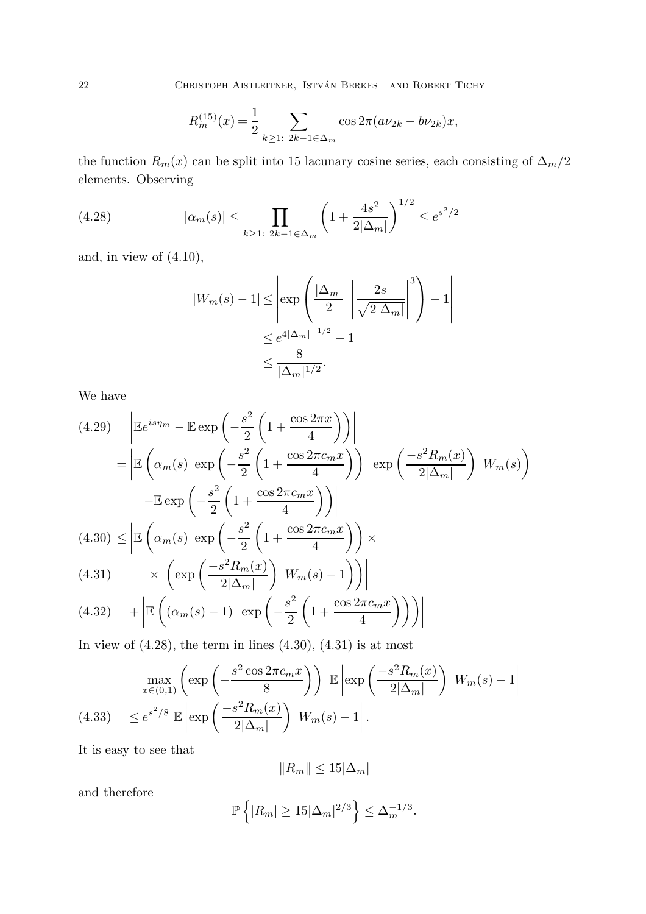$$R_m^{(15)}(x) = \frac{1}{2} \sum_{k\geq 1:\ 2k-1 \in \Delta_m} \cos 2\pi (a\nu_{2k} - b\nu_{2k}) x,$$

the function $R_m(x)$ can be split into 15 lacunary cosine series, each consisting of $\Delta_m/2$ elements. Observing

$$|\alpha_m(s)| \leq \prod_{k\geq 1:\ 2k-1\in\Delta_m} \left(1 + \frac{4s^2}{2|\Delta_m|}\right)^{1/2} \leq e^{s^2/2} \tag{4.28}$$

and, in view of (4.10),

$$\begin{aligned}
|W_m(s) - 1| &\leq \left| \exp\left( \frac{|\Delta_m|}{2} \ \left| \frac{2s}{\sqrt{2|\Delta_m|}} \right|^3 \right) - 1 \right| \\
&\leq e^{4|\Delta_m|^{-1/2}} - 1 \\
&\leq \frac{8}{|\Delta_m|^{1/2}}.
\end{aligned}$$

We have

$$\begin{aligned}
&\left| \mathbb{E} e^{is\eta_m} - \mathbb{E} \exp\left( -\frac{s^2}{2}\left(1 + \frac{\cos 2\pi x}{4}\right)\right) \right| \qquad (4.29)\\
&= \Bigg| \mathbb{E}\left( \alpha_m(s)\ \exp\left(-\frac{s^2}{2}\left(1 + \frac{\cos 2\pi c_m x}{4}\right)\right)\ \exp\left(\frac{-s^2 R_m(x)}{2|\Delta_m|}\right)\ W_m(s) \right) \\
&\qquad - \mathbb{E} \exp\left(-\frac{s^2}{2}\left(1 + \frac{\cos 2\pi c_m x}{4}\right)\right) \Bigg| \\
&\leq \Bigg| \mathbb{E}\Bigg( \alpha_m(s)\ \exp\left(-\frac{s^2}{2}\left(1 + \frac{\cos 2\pi c_m x}{4}\right)\right) \times \qquad (4.30)\\
&\qquad \times \left( \exp\left(\frac{-s^2 R_m(x)}{2|\Delta_m|}\right)\ W_m(s) - 1 \right) \Bigg) \Bigg| \qquad (4.31)\\
&\quad + \left| \mathbb{E}\left( (\alpha_m(s) - 1)\ \exp\left(-\frac{s^2}{2}\left(1 + \frac{\cos 2\pi c_m x}{4}\right)\right) \right) \right| \qquad (4.32)
\end{aligned}$$

In view of (4.28), the term in lines (4.30), (4.31) is at most

$$\begin{aligned}
&\max_{x\in(0,1)} \left( \exp\left( -\frac{s^2 \cos 2\pi c_m x}{8} \right) \right)\ \mathbb{E}\left| \exp\left(\frac{-s^2 R_m(x)}{2|\Delta_m|}\right)\ W_m(s) - 1 \right| \\
&\leq e^{s^2/8}\ \mathbb{E}\left| \exp\left(\frac{-s^2 R_m(x)}{2|\Delta_m|}\right)\ W_m(s) - 1 \right|. \qquad (4.33)
\end{aligned}$$

It is easy to see that

$$\|R_m\| \leq 15|\Delta_m|$$

and therefore

$$\mathbb{P}\left\{ |R_m| \geq 15|\Delta_m|^{2/3} \right\} \leq \Delta_m^{-1/3}.$$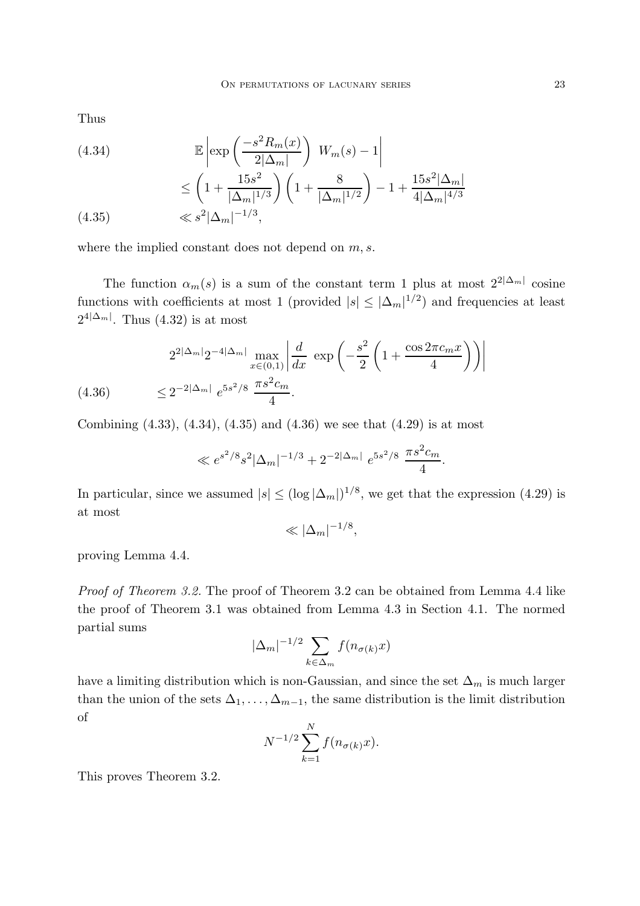Thus

$$
\begin{aligned}
&\mathbb{E}\left|\exp\left(\frac{-s^2 R_m(x)}{2|\Delta_m|}\right)\ W_m(s) - 1\right| \qquad (4.34)\\
&\leq \left(1+\frac{15s^2}{|\Delta_m|^{1/3}}\right)\left(1+\frac{8}{|\Delta_m|^{1/2}}\right) - 1 + \frac{15s^2|\Delta_m|}{4|\Delta_m|^{4/3}}\\
&\ll s^2|\Delta_m|^{-1/3}, \qquad (4.35)
\end{aligned}
$$

where the implied constant does not depend on $m, s$.

The function $\alpha_m(s)$ is a sum of the constant term 1 plus at most $2^{2|\Delta_m|}$ cosine functions with coefficients at most 1 (provided $|s| \leq |\Delta_m|^{1/2}$) and frequencies at least $2^{4|\Delta_m|}$. Thus (4.32) is at most

$$
\begin{aligned}
&2^{2|\Delta_m|}2^{-4|\Delta_m|}\max_{x\in(0,1)}\left|\frac{d}{dx}\ \exp\left(-\frac{s^2}{2}\left(1+\frac{\cos 2\pi c_m x}{4}\right)\right)\right|\\
&\leq 2^{-2|\Delta_m|}\ e^{5s^2/8}\ \frac{\pi s^2 c_m}{4}. \qquad (4.36)
\end{aligned}
$$

Combining (4.33), (4.34), (4.35) and (4.36) we see that (4.29) is at most

$$
\ll e^{s^2/8}s^2|\Delta_m|^{-1/3} + 2^{-2|\Delta_m|}\ e^{5s^2/8}\ \frac{\pi s^2 c_m}{4}.
$$

In particular, since we assumed $|s| \leq (\log|\Delta_m|)^{1/8}$, we get that the expression (4.29) is at most

$$
\ll |\Delta_m|^{-1/8},
$$

proving Lemma 4.4.

*Proof of Theorem 3.2.* The proof of Theorem 3.2 can be obtained from Lemma 4.4 like the proof of Theorem 3.1 was obtained from Lemma 4.3 in Section 4.1. The normed partial sums

$$
|\Delta_m|^{-1/2}\sum_{k\in\Delta_m} f(n_{\sigma(k)}x)
$$

have a limiting distribution which is non-Gaussian, and since the set $\Delta_m$ is much larger than the union of the sets $\Delta_1, \dots, \Delta_{m-1}$, the same distribution is the limit distribution of

$$
N^{-1/2}\sum_{k=1}^{N} f(n_{\sigma(k)}x).
$$

This proves Theorem 3.2.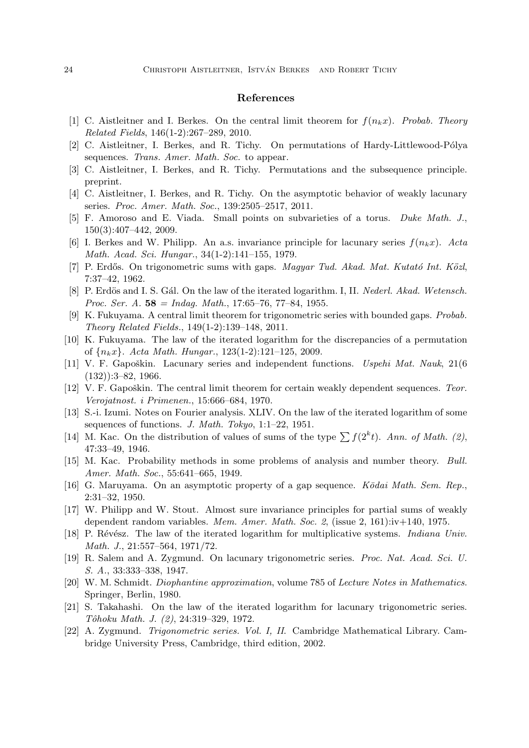## References

[1] C. Aistleitner and I. Berkes. On the central limit theorem for $f(n_k x)$. *Probab. Theory Related Fields*, 146(1-2):267–289, 2010.

[2] C. Aistleitner, I. Berkes, and R. Tichy. On permutations of Hardy-Littlewood-Pólya sequences. *Trans. Amer. Math. Soc.* to appear.

[3] C. Aistleitner, I. Berkes, and R. Tichy. Permutations and the subsequence principle. preprint.

[4] C. Aistleitner, I. Berkes, and R. Tichy. On the asymptotic behavior of weakly lacunary series. *Proc. Amer. Math. Soc.*, 139:2505–2517, 2011.

[5] F. Amoroso and E. Viada. Small points on subvarieties of a torus. *Duke Math. J.*, 150(3):407–442, 2009.

[6] I. Berkes and W. Philipp. An a.s. invariance principle for lacunary series $f(n_k x)$. *Acta Math. Acad. Sci. Hungar.*, 34(1-2):141–155, 1979.

[7] P. Erdős. On trigonometric sums with gaps. *Magyar Tud. Akad. Mat. Kutató Int. Közl*, 7:37–42, 1962.

[8] P. Erdös and I. S. Gál. On the law of the iterated logarithm. I, II. *Nederl. Akad. Wetensch. Proc. Ser. A.* **58** *= Indag. Math.*, 17:65–76, 77–84, 1955.

[9] K. Fukuyama. A central limit theorem for trigonometric series with bounded gaps. *Probab. Theory Related Fields.*, 149(1-2):139–148, 2011.

[10] K. Fukuyama. The law of the iterated logarithm for the discrepancies of a permutation of $\{n_k x\}$. *Acta Math. Hungar.*, 123(1-2):121–125, 2009.

[11] V. F. Gapoškin. Lacunary series and independent functions. *Uspehi Mat. Nauk*, 21(6 (132)):3–82, 1966.

[12] V. F. Gapoškin. The central limit theorem for certain weakly dependent sequences. *Teor. Verojatnost. i Primenen.*, 15:666–684, 1970.

[13] S.-i. Izumi. Notes on Fourier analysis. XLIV. On the law of the iterated logarithm of some sequences of functions. *J. Math. Tokyo*, 1:1–22, 1951.

[14] M. Kac. On the distribution of values of sums of the type $\sum f(2^k t)$. *Ann. of Math. (2)*, 47:33–49, 1946.

[15] M. Kac. Probability methods in some problems of analysis and number theory. *Bull. Amer. Math. Soc.*, 55:641–665, 1949.

[16] G. Maruyama. On an asymptotic property of a gap sequence. *Kōdai Math. Sem. Rep.*, 2:31–32, 1950.

[17] W. Philipp and W. Stout. Almost sure invariance principles for partial sums of weakly dependent random variables. *Mem. Amer. Math. Soc. 2*, (issue 2, 161):iv+140, 1975.

[18] P. Révész. The law of the iterated logarithm for multiplicative systems. *Indiana Univ. Math. J.*, 21:557–564, 1971/72.

[19] R. Salem and A. Zygmund. On lacunary trigonometric series. *Proc. Nat. Acad. Sci. U. S. A.*, 33:333–338, 1947.

[20] W. M. Schmidt. *Diophantine approximation*, volume 785 of *Lecture Notes in Mathematics*. Springer, Berlin, 1980.

[21] S. Takahashi. On the law of the iterated logarithm for lacunary trigonometric series. *Tôhoku Math. J. (2)*, 24:319–329, 1972.

[22] A. Zygmund. *Trigonometric series. Vol. I, II.* Cambridge Mathematical Library. Cambridge University Press, Cambridge, third edition, 2002.